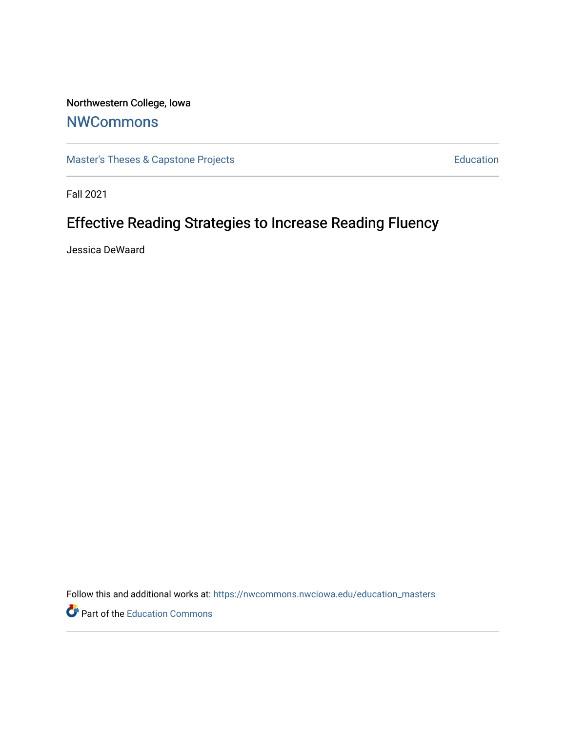Northwestern College, Iowa

# NWCommons

Master's Theses & Capstone Projects | Education

Fall 2021

## Effective Reading Strategies to Increase Reading Fluency

Jessica DeWaard

Follow this and additional works at: https://nwcommons.nwciowa.edu/education_masters

Part of the Education Commons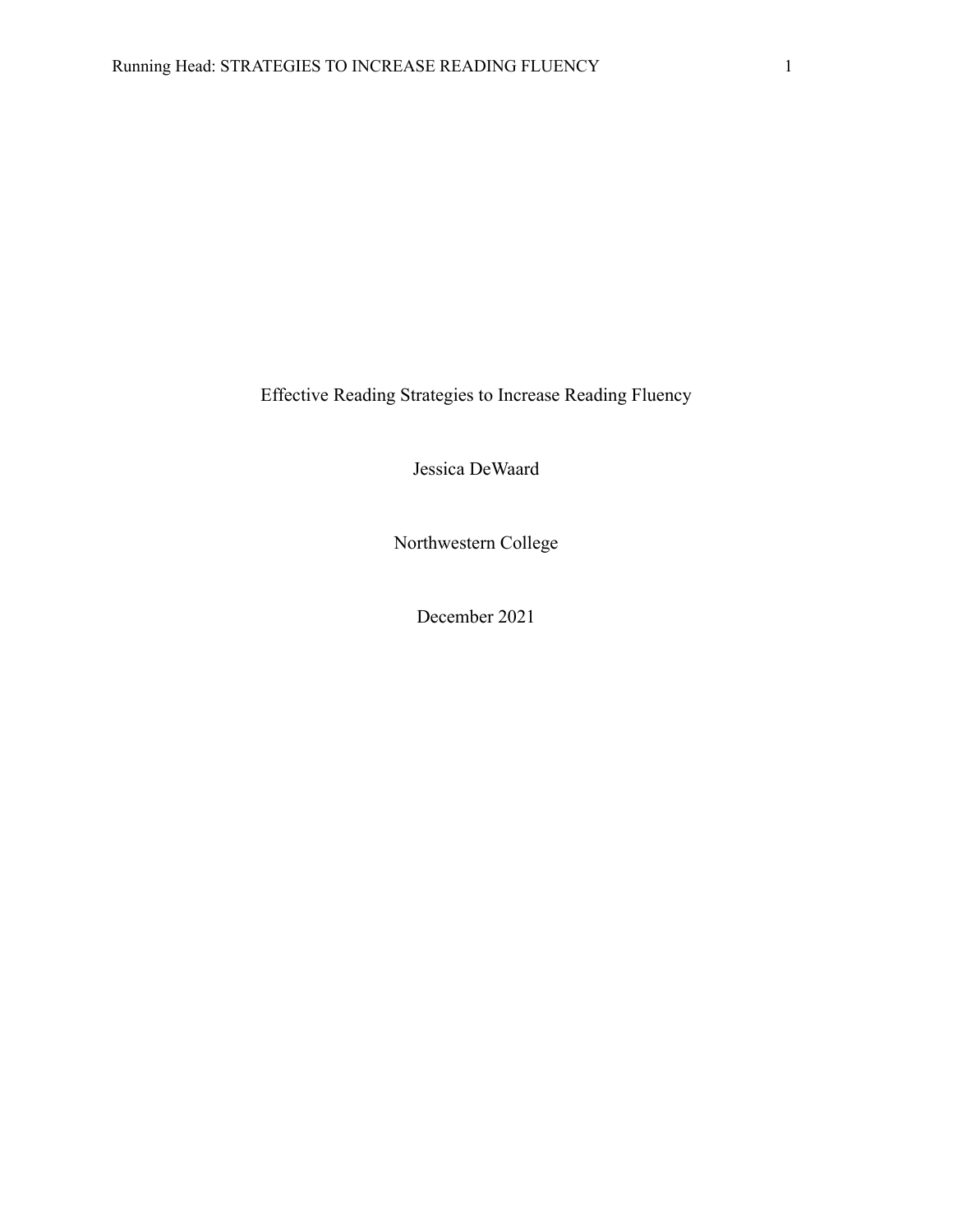# Effective Reading Strategies to Increase Reading Fluency

Jessica DeWaard

Northwestern College

December 2021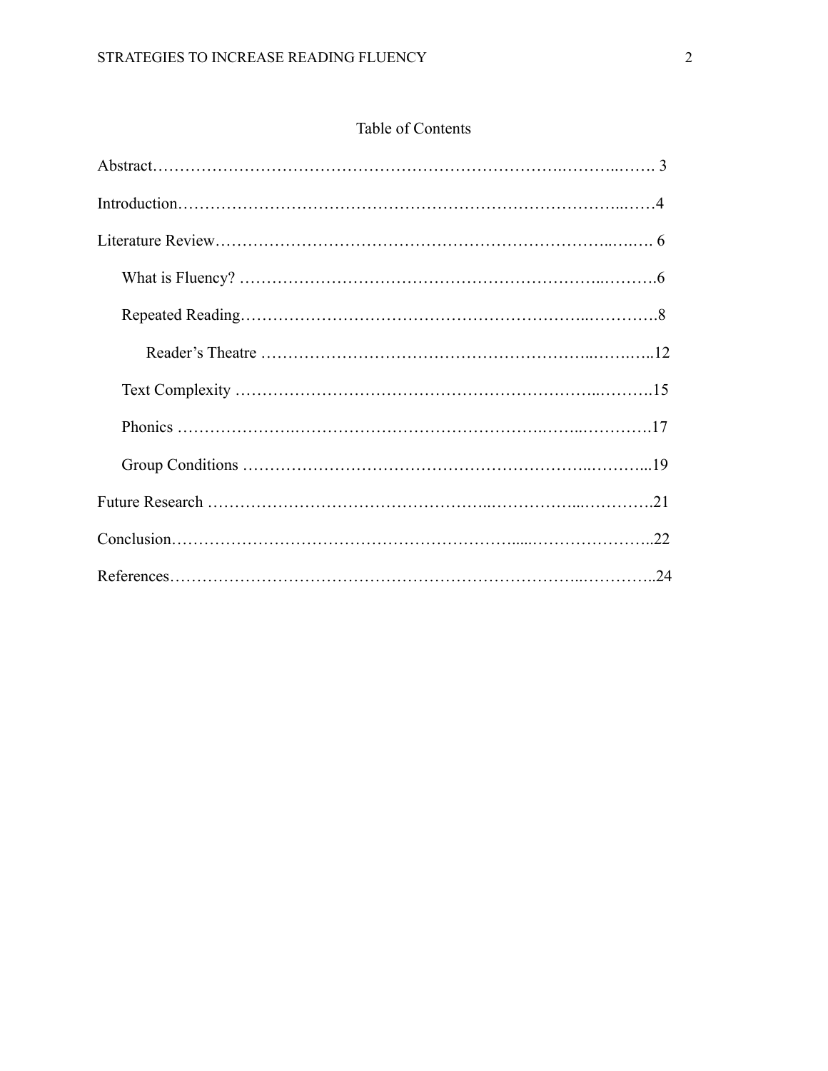# Table of Contents

Abstract ........................................................................................ 3

Introduction ........................................................................................ 4

Literature Review ........................................................................................ 6

- What is Fluency? ........................................................................................ 6
- Repeated Reading ........................................................................................ 8
  - Reader's Theatre ........................................................................................ 12
- Text Complexity ........................................................................................ 15
- Phonics ........................................................................................ 17
- Group Conditions ........................................................................................ 19

Future Research ........................................................................................ 21

Conclusion ........................................................................................ 22

References ........................................................................................ 24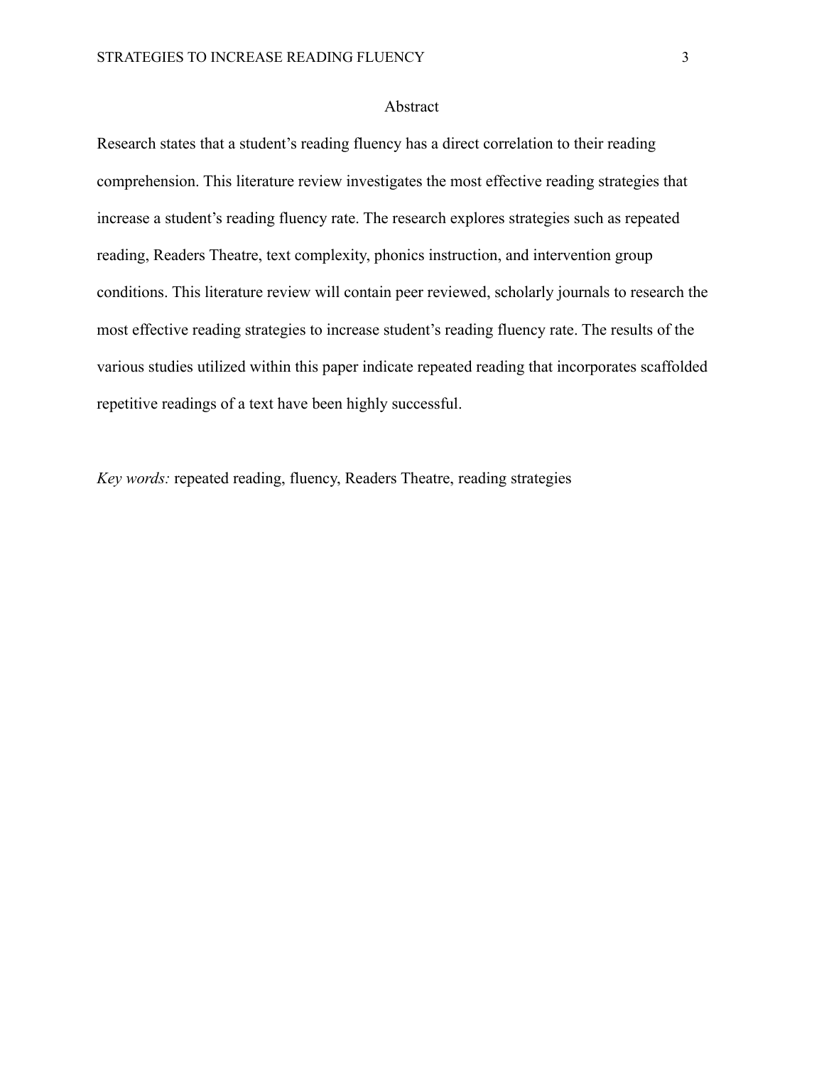## Abstract

Research states that a student's reading fluency has a direct correlation to their reading comprehension. This literature review investigates the most effective reading strategies that increase a student's reading fluency rate. The research explores strategies such as repeated reading, Readers Theatre, text complexity, phonics instruction, and intervention group conditions. This literature review will contain peer reviewed, scholarly journals to research the most effective reading strategies to increase student's reading fluency rate. The results of the various studies utilized within this paper indicate repeated reading that incorporates scaffolded repetitive readings of a text have been highly successful.

*Key words:* repeated reading, fluency, Readers Theatre, reading strategies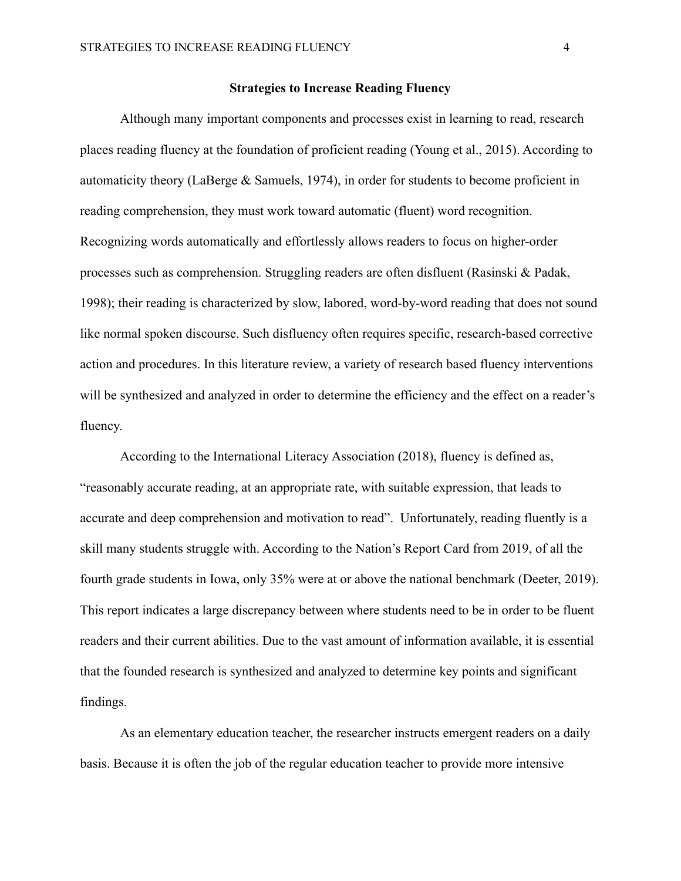## Strategies to Increase Reading Fluency

Although many important components and processes exist in learning to read, research places reading fluency at the foundation of proficient reading (Young et al., 2015). According to automaticity theory (LaBerge & Samuels, 1974), in order for students to become proficient in reading comprehension, they must work toward automatic (fluent) word recognition. Recognizing words automatically and effortlessly allows readers to focus on higher-order processes such as comprehension. Struggling readers are often disfluent (Rasinski & Padak, 1998); their reading is characterized by slow, labored, word-by-word reading that does not sound like normal spoken discourse. Such disfluency often requires specific, research-based corrective action and procedures. In this literature review, a variety of research based fluency interventions will be synthesized and analyzed in order to determine the efficiency and the effect on a reader's fluency.

According to the International Literacy Association (2018), fluency is defined as, "reasonably accurate reading, at an appropriate rate, with suitable expression, that leads to accurate and deep comprehension and motivation to read". Unfortunately, reading fluently is a skill many students struggle with. According to the Nation's Report Card from 2019, of all the fourth grade students in Iowa, only 35% were at or above the national benchmark (Deeter, 2019). This report indicates a large discrepancy between where students need to be in order to be fluent readers and their current abilities. Due to the vast amount of information available, it is essential that the founded research is synthesized and analyzed to determine key points and significant findings.

As an elementary education teacher, the researcher instructs emergent readers on a daily basis. Because it is often the job of the regular education teacher to provide more intensive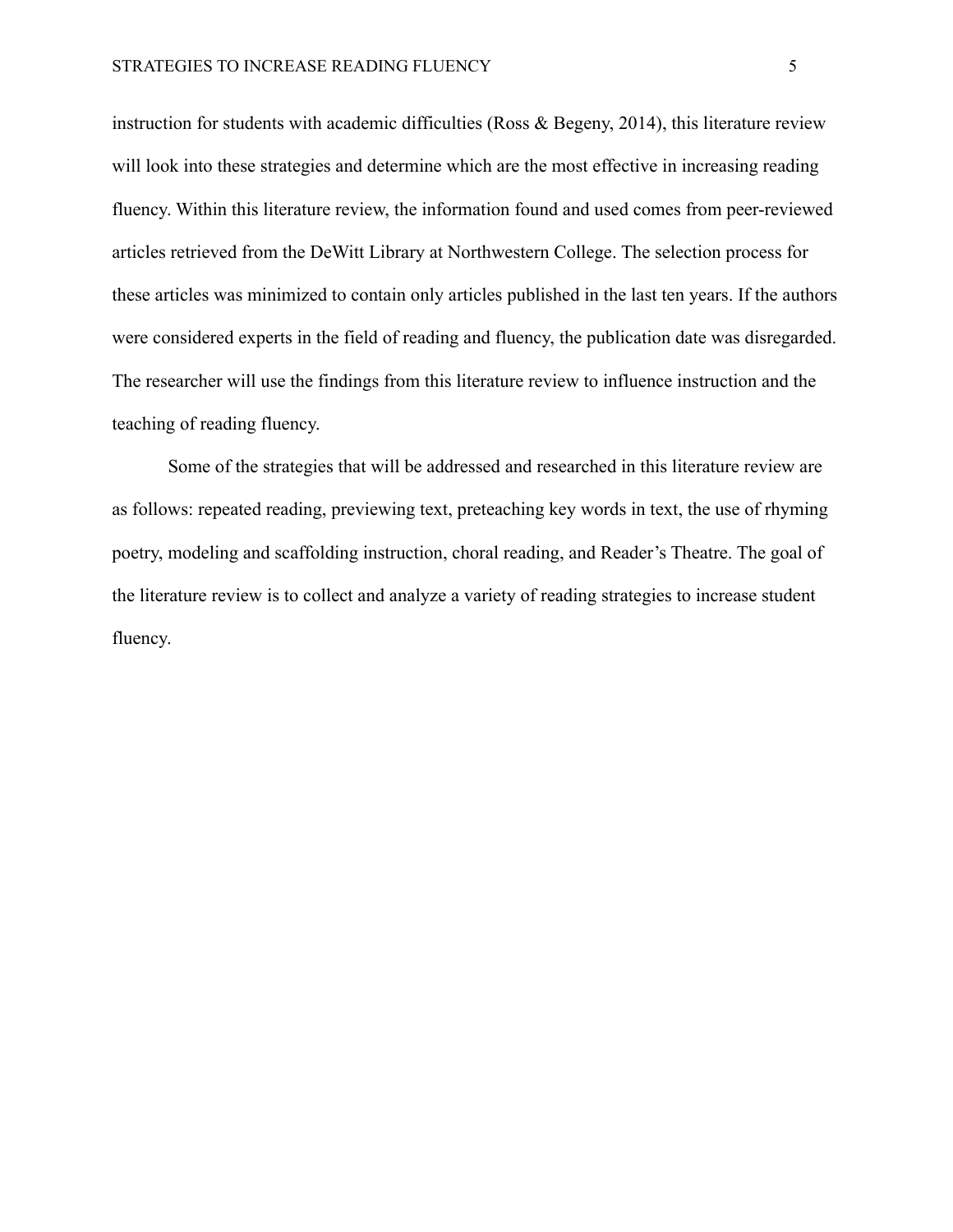instruction for students with academic difficulties (Ross & Begeny, 2014), this literature review will look into these strategies and determine which are the most effective in increasing reading fluency. Within this literature review, the information found and used comes from peer-reviewed articles retrieved from the DeWitt Library at Northwestern College. The selection process for these articles was minimized to contain only articles published in the last ten years. If the authors were considered experts in the field of reading and fluency, the publication date was disregarded. The researcher will use the findings from this literature review to influence instruction and the teaching of reading fluency.

Some of the strategies that will be addressed and researched in this literature review are as follows: repeated reading, previewing text, preteaching key words in text, the use of rhyming poetry, modeling and scaffolding instruction, choral reading, and Reader's Theatre. The goal of the literature review is to collect and analyze a variety of reading strategies to increase student fluency.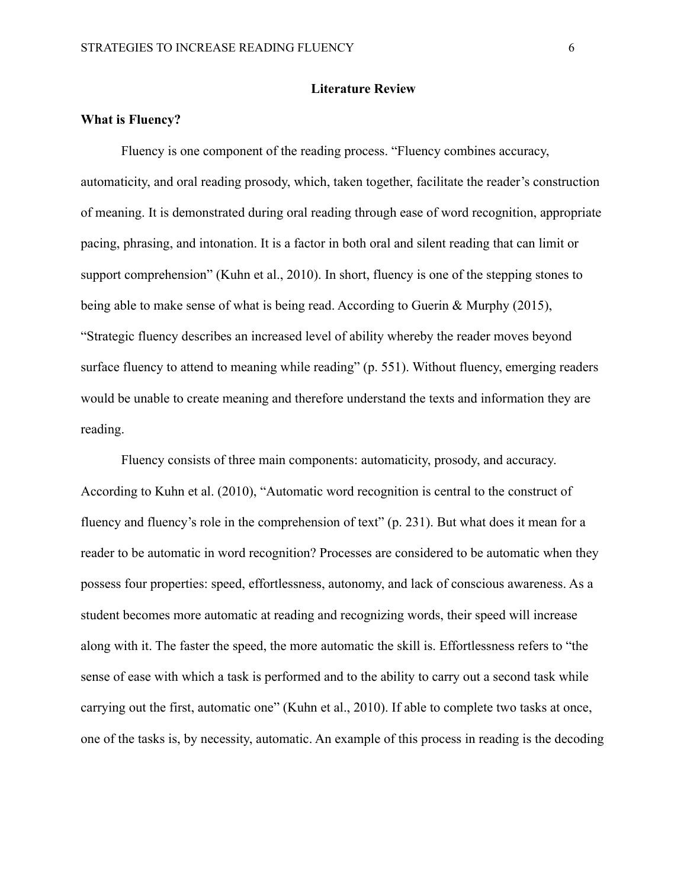# Literature Review

## What is Fluency?

Fluency is one component of the reading process. "Fluency combines accuracy, automaticity, and oral reading prosody, which, taken together, facilitate the reader's construction of meaning. It is demonstrated during oral reading through ease of word recognition, appropriate pacing, phrasing, and intonation. It is a factor in both oral and silent reading that can limit or support comprehension" (Kuhn et al., 2010). In short, fluency is one of the stepping stones to being able to make sense of what is being read. According to Guerin & Murphy (2015), "Strategic fluency describes an increased level of ability whereby the reader moves beyond surface fluency to attend to meaning while reading" (p. 551). Without fluency, emerging readers would be unable to create meaning and therefore understand the texts and information they are reading.

Fluency consists of three main components: automaticity, prosody, and accuracy. According to Kuhn et al. (2010), "Automatic word recognition is central to the construct of fluency and fluency's role in the comprehension of text" (p. 231). But what does it mean for a reader to be automatic in word recognition? Processes are considered to be automatic when they possess four properties: speed, effortlessness, autonomy, and lack of conscious awareness. As a student becomes more automatic at reading and recognizing words, their speed will increase along with it. The faster the speed, the more automatic the skill is. Effortlessness refers to "the sense of ease with which a task is performed and to the ability to carry out a second task while carrying out the first, automatic one" (Kuhn et al., 2010). If able to complete two tasks at once, one of the tasks is, by necessity, automatic. An example of this process in reading is the decoding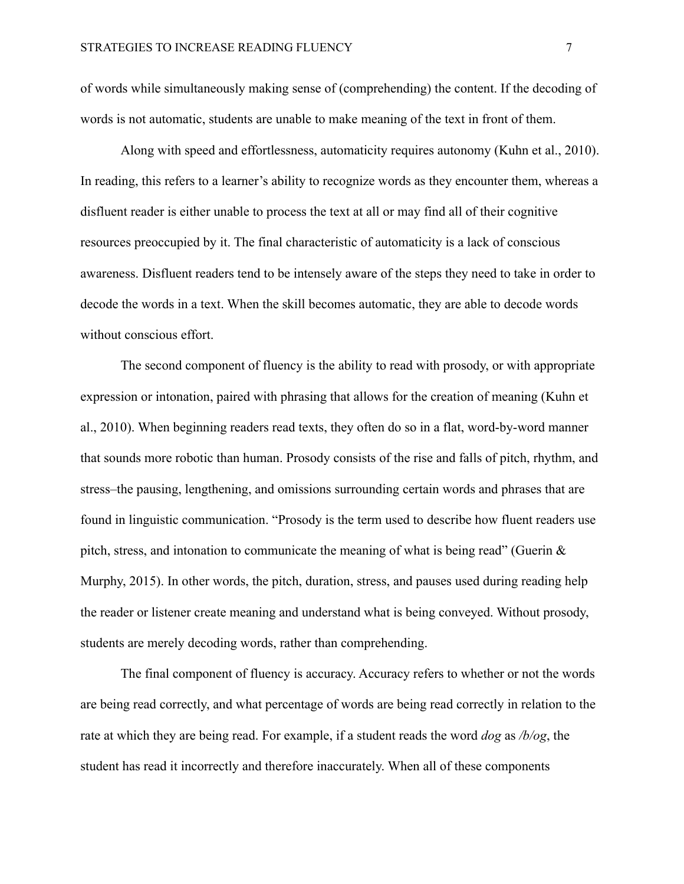of words while simultaneously making sense of (comprehending) the content. If the decoding of words is not automatic, students are unable to make meaning of the text in front of them.

Along with speed and effortlessness, automaticity requires autonomy (Kuhn et al., 2010). In reading, this refers to a learner's ability to recognize words as they encounter them, whereas a disfluent reader is either unable to process the text at all or may find all of their cognitive resources preoccupied by it. The final characteristic of automaticity is a lack of conscious awareness. Disfluent readers tend to be intensely aware of the steps they need to take in order to decode the words in a text. When the skill becomes automatic, they are able to decode words without conscious effort.

The second component of fluency is the ability to read with prosody, or with appropriate expression or intonation, paired with phrasing that allows for the creation of meaning (Kuhn et al., 2010). When beginning readers read texts, they often do so in a flat, word-by-word manner that sounds more robotic than human. Prosody consists of the rise and falls of pitch, rhythm, and stress–the pausing, lengthening, and omissions surrounding certain words and phrases that are found in linguistic communication. "Prosody is the term used to describe how fluent readers use pitch, stress, and intonation to communicate the meaning of what is being read" (Guerin & Murphy, 2015). In other words, the pitch, duration, stress, and pauses used during reading help the reader or listener create meaning and understand what is being conveyed. Without prosody, students are merely decoding words, rather than comprehending.

The final component of fluency is accuracy. Accuracy refers to whether or not the words are being read correctly, and what percentage of words are being read correctly in relation to the rate at which they are being read. For example, if a student reads the word *dog* as */b/og*, the student has read it incorrectly and therefore inaccurately. When all of these components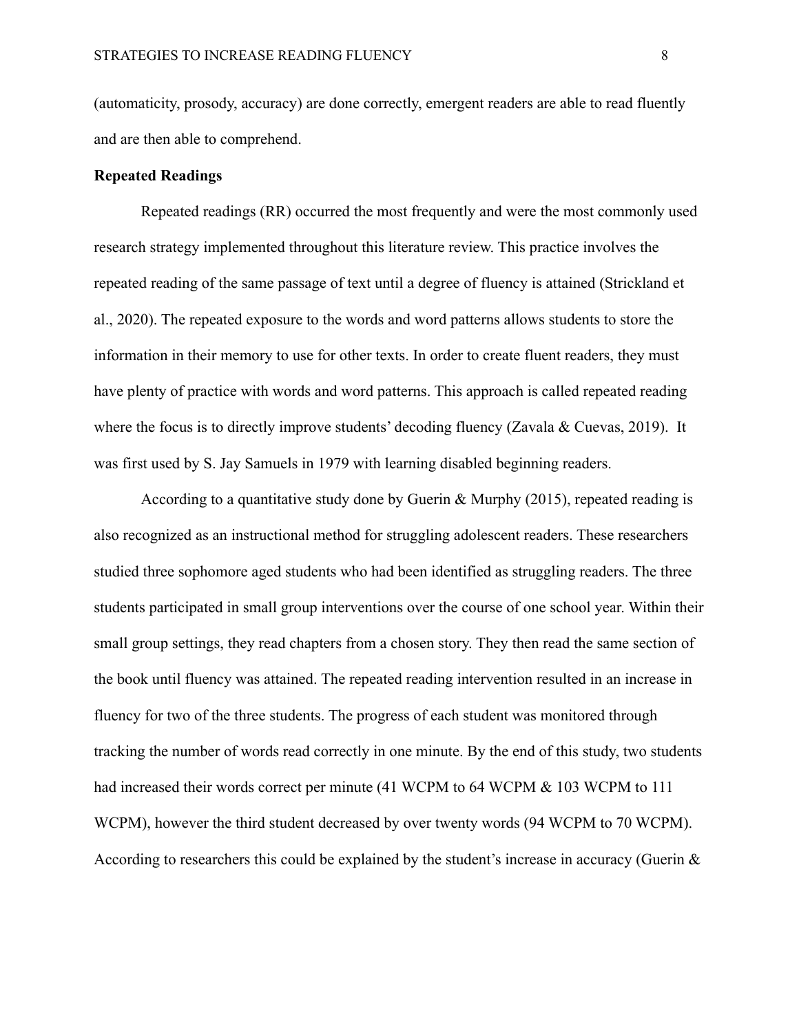(automaticity, prosody, accuracy) are done correctly, emergent readers are able to read fluently and are then able to comprehend.

**Repeated Readings**

Repeated readings (RR) occurred the most frequently and were the most commonly used research strategy implemented throughout this literature review. This practice involves the repeated reading of the same passage of text until a degree of fluency is attained (Strickland et al., 2020). The repeated exposure to the words and word patterns allows students to store the information in their memory to use for other texts. In order to create fluent readers, they must have plenty of practice with words and word patterns. This approach is called repeated reading where the focus is to directly improve students' decoding fluency (Zavala & Cuevas, 2019). It was first used by S. Jay Samuels in 1979 with learning disabled beginning readers.

According to a quantitative study done by Guerin & Murphy (2015), repeated reading is also recognized as an instructional method for struggling adolescent readers. These researchers studied three sophomore aged students who had been identified as struggling readers. The three students participated in small group interventions over the course of one school year. Within their small group settings, they read chapters from a chosen story. They then read the same section of the book until fluency was attained. The repeated reading intervention resulted in an increase in fluency for two of the three students. The progress of each student was monitored through tracking the number of words read correctly in one minute. By the end of this study, two students had increased their words correct per minute (41 WCPM to 64 WCPM & 103 WCPM to 111 WCPM), however the third student decreased by over twenty words (94 WCPM to 70 WCPM). According to researchers this could be explained by the student's increase in accuracy (Guerin &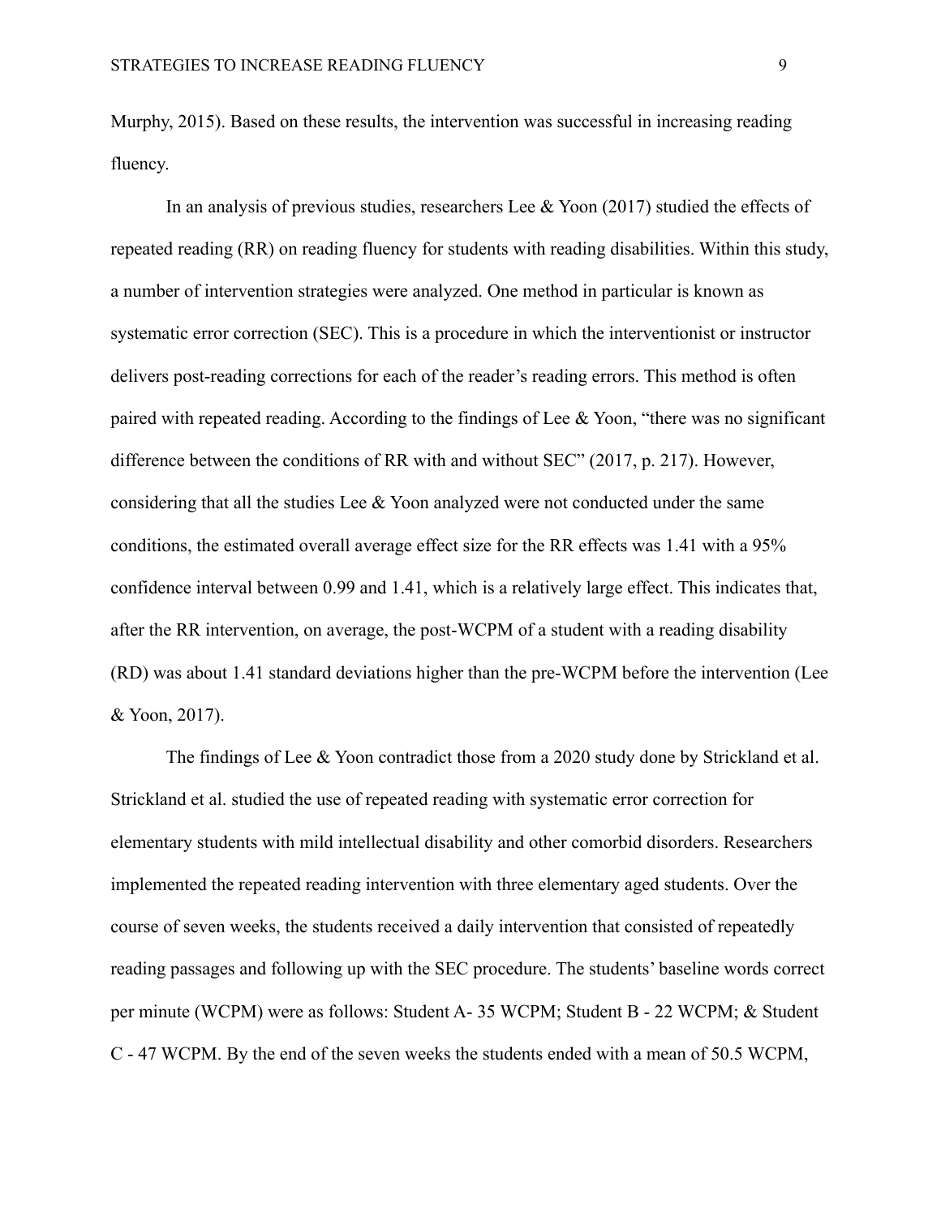Murphy, 2015). Based on these results, the intervention was successful in increasing reading fluency.

In an analysis of previous studies, researchers Lee & Yoon (2017) studied the effects of repeated reading (RR) on reading fluency for students with reading disabilities. Within this study, a number of intervention strategies were analyzed. One method in particular is known as systematic error correction (SEC). This is a procedure in which the interventionist or instructor delivers post-reading corrections for each of the reader's reading errors. This method is often paired with repeated reading. According to the findings of Lee & Yoon, "there was no significant difference between the conditions of RR with and without SEC" (2017, p. 217). However, considering that all the studies Lee & Yoon analyzed were not conducted under the same conditions, the estimated overall average effect size for the RR effects was 1.41 with a 95% confidence interval between 0.99 and 1.41, which is a relatively large effect. This indicates that, after the RR intervention, on average, the post-WCPM of a student with a reading disability (RD) was about 1.41 standard deviations higher than the pre-WCPM before the intervention (Lee & Yoon, 2017).

The findings of Lee & Yoon contradict those from a 2020 study done by Strickland et al. Strickland et al. studied the use of repeated reading with systematic error correction for elementary students with mild intellectual disability and other comorbid disorders. Researchers implemented the repeated reading intervention with three elementary aged students. Over the course of seven weeks, the students received a daily intervention that consisted of repeatedly reading passages and following up with the SEC procedure. The students' baseline words correct per minute (WCPM) were as follows: Student A- 35 WCPM; Student B - 22 WCPM; & Student C - 47 WCPM. By the end of the seven weeks the students ended with a mean of 50.5 WCPM,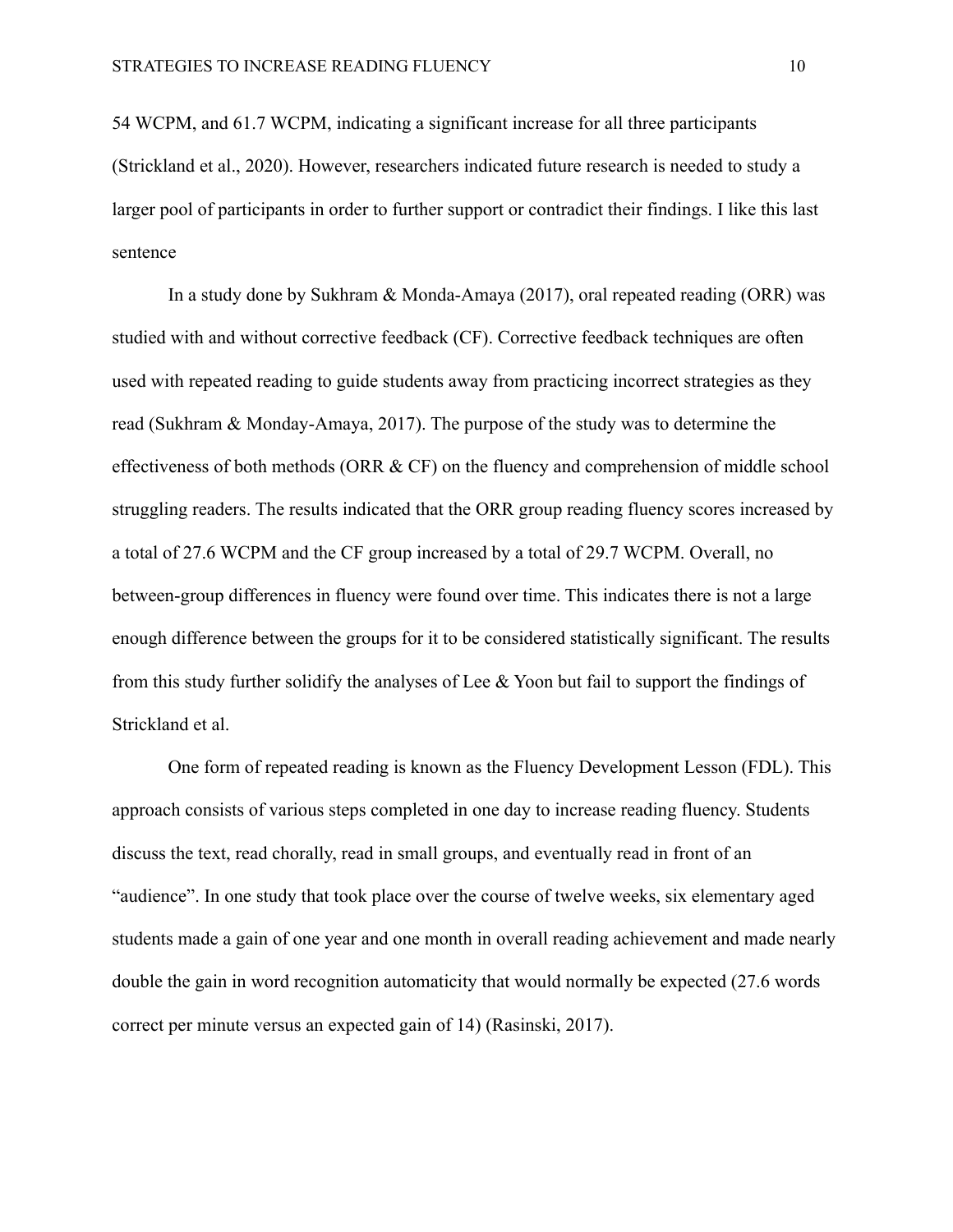54 WCPM, and 61.7 WCPM, indicating a significant increase for all three participants (Strickland et al., 2020). However, researchers indicated future research is needed to study a larger pool of participants in order to further support or contradict their findings. I like this last sentence

In a study done by Sukhram & Monda-Amaya (2017), oral repeated reading (ORR) was studied with and without corrective feedback (CF). Corrective feedback techniques are often used with repeated reading to guide students away from practicing incorrect strategies as they read (Sukhram & Monday-Amaya, 2017). The purpose of the study was to determine the effectiveness of both methods (ORR & CF) on the fluency and comprehension of middle school struggling readers. The results indicated that the ORR group reading fluency scores increased by a total of 27.6 WCPM and the CF group increased by a total of 29.7 WCPM. Overall, no between-group differences in fluency were found over time. This indicates there is not a large enough difference between the groups for it to be considered statistically significant. The results from this study further solidify the analyses of Lee & Yoon but fail to support the findings of Strickland et al.

One form of repeated reading is known as the Fluency Development Lesson (FDL). This approach consists of various steps completed in one day to increase reading fluency. Students discuss the text, read chorally, read in small groups, and eventually read in front of an "audience". In one study that took place over the course of twelve weeks, six elementary aged students made a gain of one year and one month in overall reading achievement and made nearly double the gain in word recognition automaticity that would normally be expected (27.6 words correct per minute versus an expected gain of 14) (Rasinski, 2017).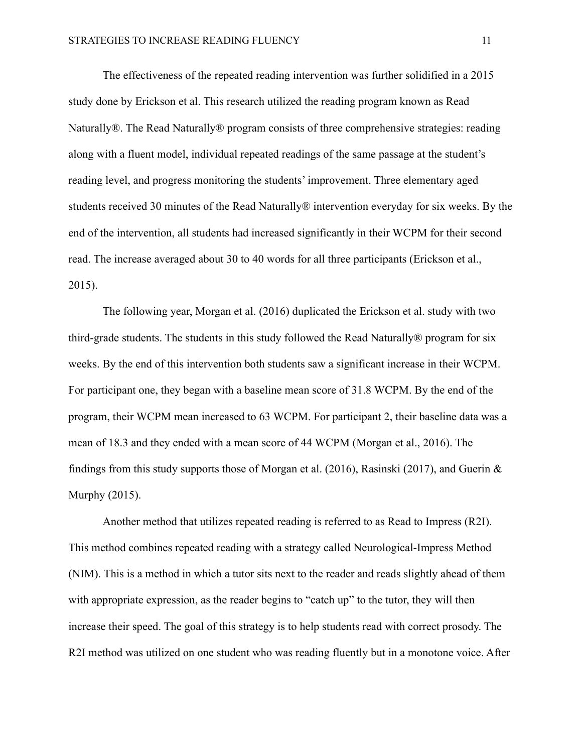The effectiveness of the repeated reading intervention was further solidified in a 2015 study done by Erickson et al. This research utilized the reading program known as Read Naturally®. The Read Naturally® program consists of three comprehensive strategies: reading along with a fluent model, individual repeated readings of the same passage at the student's reading level, and progress monitoring the students' improvement. Three elementary aged students received 30 minutes of the Read Naturally® intervention everyday for six weeks. By the end of the intervention, all students had increased significantly in their WCPM for their second read. The increase averaged about 30 to 40 words for all three participants (Erickson et al., 2015).

The following year, Morgan et al. (2016) duplicated the Erickson et al. study with two third-grade students. The students in this study followed the Read Naturally® program for six weeks. By the end of this intervention both students saw a significant increase in their WCPM. For participant one, they began with a baseline mean score of 31.8 WCPM. By the end of the program, their WCPM mean increased to 63 WCPM. For participant 2, their baseline data was a mean of 18.3 and they ended with a mean score of 44 WCPM (Morgan et al., 2016). The findings from this study supports those of Morgan et al. (2016), Rasinski (2017), and Guerin & Murphy (2015).

Another method that utilizes repeated reading is referred to as Read to Impress (R2I). This method combines repeated reading with a strategy called Neurological-Impress Method (NIM). This is a method in which a tutor sits next to the reader and reads slightly ahead of them with appropriate expression, as the reader begins to "catch up" to the tutor, they will then increase their speed. The goal of this strategy is to help students read with correct prosody. The R2I method was utilized on one student who was reading fluently but in a monotone voice. After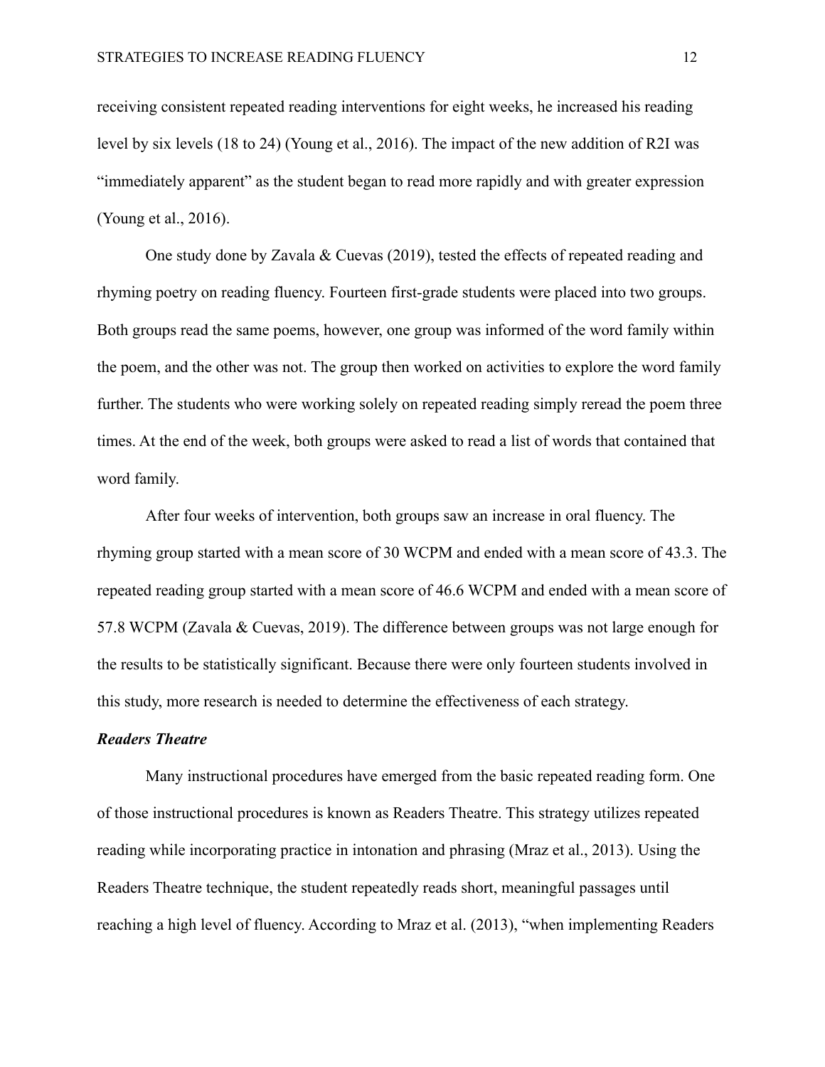receiving consistent repeated reading interventions for eight weeks, he increased his reading level by six levels (18 to 24) (Young et al., 2016). The impact of the new addition of R2I was "immediately apparent" as the student began to read more rapidly and with greater expression (Young et al., 2016).

One study done by Zavala & Cuevas (2019), tested the effects of repeated reading and rhyming poetry on reading fluency. Fourteen first-grade students were placed into two groups. Both groups read the same poems, however, one group was informed of the word family within the poem, and the other was not. The group then worked on activities to explore the word family further. The students who were working solely on repeated reading simply reread the poem three times. At the end of the week, both groups were asked to read a list of words that contained that word family.

After four weeks of intervention, both groups saw an increase in oral fluency. The rhyming group started with a mean score of 30 WCPM and ended with a mean score of 43.3. The repeated reading group started with a mean score of 46.6 WCPM and ended with a mean score of 57.8 WCPM (Zavala & Cuevas, 2019). The difference between groups was not large enough for the results to be statistically significant. Because there were only fourteen students involved in this study, more research is needed to determine the effectiveness of each strategy.

***Readers Theatre***

Many instructional procedures have emerged from the basic repeated reading form. One of those instructional procedures is known as Readers Theatre. This strategy utilizes repeated reading while incorporating practice in intonation and phrasing (Mraz et al., 2013). Using the Readers Theatre technique, the student repeatedly reads short, meaningful passages until reaching a high level of fluency. According to Mraz et al. (2013), "when implementing Readers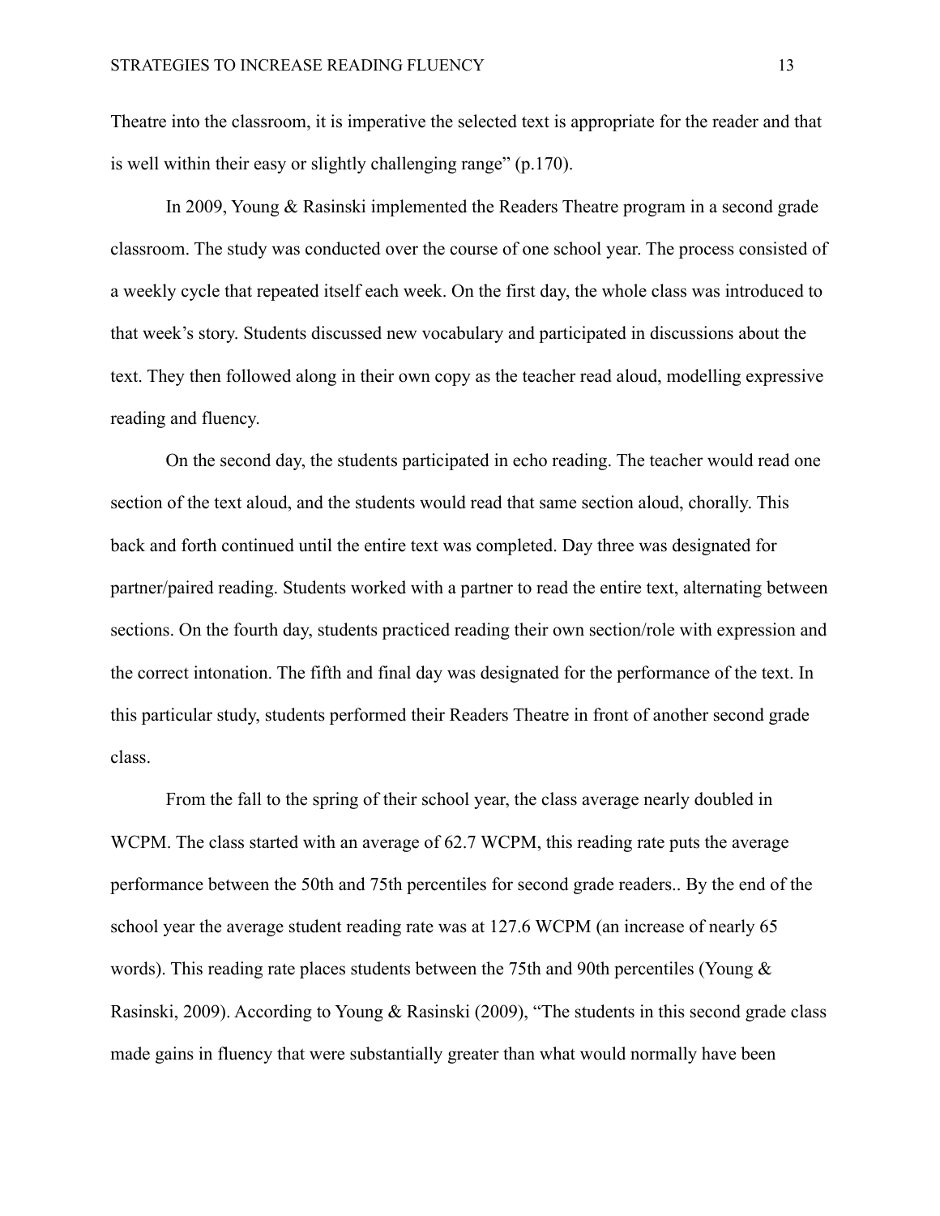Theatre into the classroom, it is imperative the selected text is appropriate for the reader and that is well within their easy or slightly challenging range" (p.170).

In 2009, Young & Rasinski implemented the Readers Theatre program in a second grade classroom. The study was conducted over the course of one school year. The process consisted of a weekly cycle that repeated itself each week. On the first day, the whole class was introduced to that week's story. Students discussed new vocabulary and participated in discussions about the text. They then followed along in their own copy as the teacher read aloud, modelling expressive reading and fluency.

On the second day, the students participated in echo reading. The teacher would read one section of the text aloud, and the students would read that same section aloud, chorally. This back and forth continued until the entire text was completed. Day three was designated for partner/paired reading. Students worked with a partner to read the entire text, alternating between sections. On the fourth day, students practiced reading their own section/role with expression and the correct intonation. The fifth and final day was designated for the performance of the text. In this particular study, students performed their Readers Theatre in front of another second grade class.

From the fall to the spring of their school year, the class average nearly doubled in WCPM. The class started with an average of 62.7 WCPM, this reading rate puts the average performance between the 50th and 75th percentiles for second grade readers.. By the end of the school year the average student reading rate was at 127.6 WCPM (an increase of nearly 65 words). This reading rate places students between the 75th and 90th percentiles (Young & Rasinski, 2009). According to Young & Rasinski (2009), "The students in this second grade class made gains in fluency that were substantially greater than what would normally have been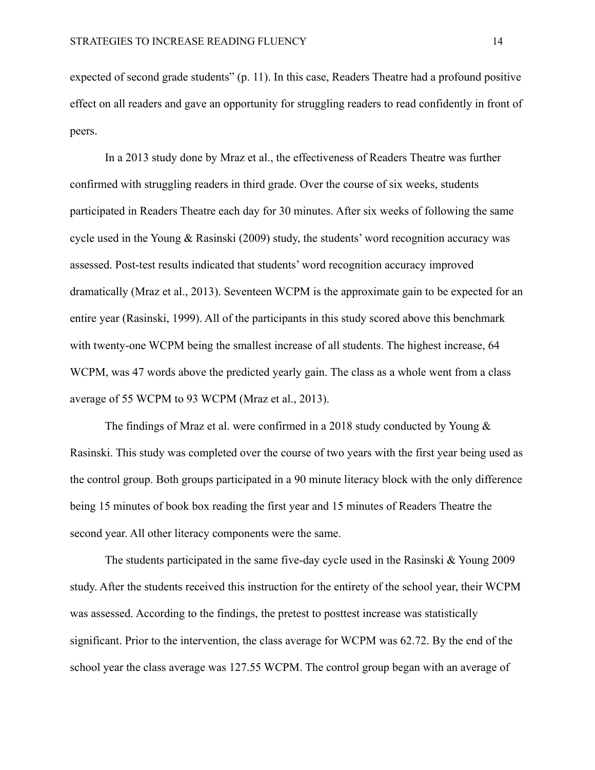expected of second grade students" (p. 11). In this case, Readers Theatre had a profound positive effect on all readers and gave an opportunity for struggling readers to read confidently in front of peers.

In a 2013 study done by Mraz et al., the effectiveness of Readers Theatre was further confirmed with struggling readers in third grade. Over the course of six weeks, students participated in Readers Theatre each day for 30 minutes. After six weeks of following the same cycle used in the Young & Rasinski (2009) study, the students' word recognition accuracy was assessed. Post-test results indicated that students' word recognition accuracy improved dramatically (Mraz et al., 2013). Seventeen WCPM is the approximate gain to be expected for an entire year (Rasinski, 1999). All of the participants in this study scored above this benchmark with twenty-one WCPM being the smallest increase of all students. The highest increase, 64 WCPM, was 47 words above the predicted yearly gain. The class as a whole went from a class average of 55 WCPM to 93 WCPM (Mraz et al., 2013).

The findings of Mraz et al. were confirmed in a 2018 study conducted by Young & Rasinski. This study was completed over the course of two years with the first year being used as the control group. Both groups participated in a 90 minute literacy block with the only difference being 15 minutes of book box reading the first year and 15 minutes of Readers Theatre the second year. All other literacy components were the same.

The students participated in the same five-day cycle used in the Rasinski & Young 2009 study. After the students received this instruction for the entirety of the school year, their WCPM was assessed. According to the findings, the pretest to posttest increase was statistically significant. Prior to the intervention, the class average for WCPM was 62.72. By the end of the school year the class average was 127.55 WCPM. The control group began with an average of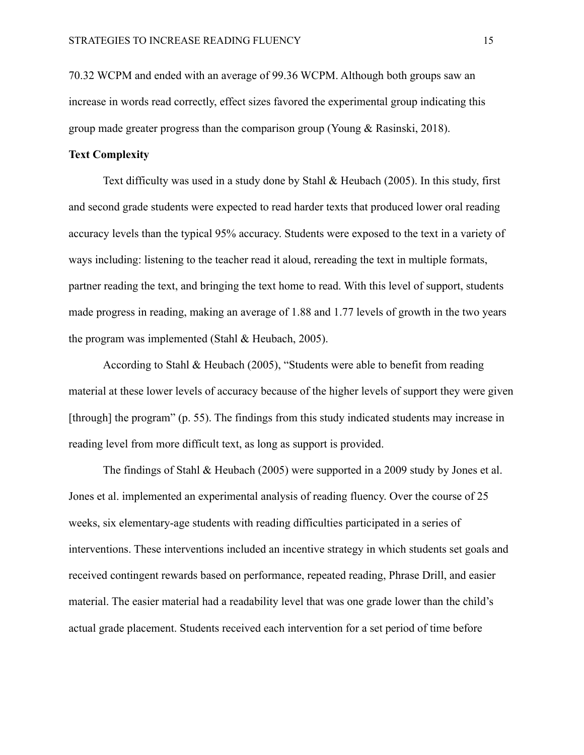70.32 WCPM and ended with an average of 99.36 WCPM. Although both groups saw an increase in words read correctly, effect sizes favored the experimental group indicating this group made greater progress than the comparison group (Young & Rasinski, 2018).

**Text Complexity**

Text difficulty was used in a study done by Stahl & Heubach (2005). In this study, first and second grade students were expected to read harder texts that produced lower oral reading accuracy levels than the typical 95% accuracy. Students were exposed to the text in a variety of ways including: listening to the teacher read it aloud, rereading the text in multiple formats, partner reading the text, and bringing the text home to read. With this level of support, students made progress in reading, making an average of 1.88 and 1.77 levels of growth in the two years the program was implemented (Stahl & Heubach, 2005).

According to Stahl & Heubach (2005), "Students were able to benefit from reading material at these lower levels of accuracy because of the higher levels of support they were given [through] the program" (p. 55). The findings from this study indicated students may increase in reading level from more difficult text, as long as support is provided.

The findings of Stahl & Heubach (2005) were supported in a 2009 study by Jones et al. Jones et al. implemented an experimental analysis of reading fluency. Over the course of 25 weeks, six elementary-age students with reading difficulties participated in a series of interventions. These interventions included an incentive strategy in which students set goals and received contingent rewards based on performance, repeated reading, Phrase Drill, and easier material. The easier material had a readability level that was one grade lower than the child's actual grade placement. Students received each intervention for a set period of time before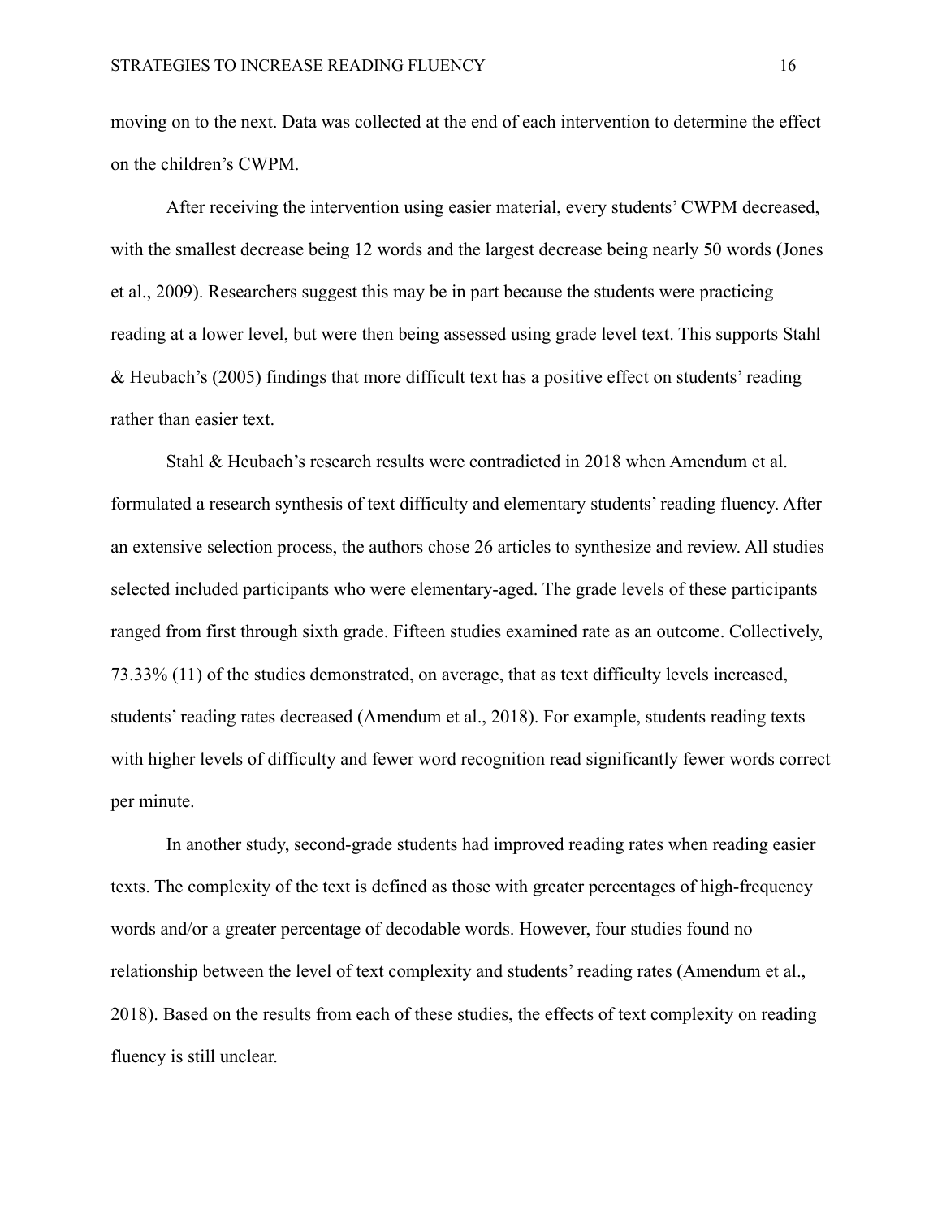moving on to the next. Data was collected at the end of each intervention to determine the effect on the children's CWPM.

After receiving the intervention using easier material, every students' CWPM decreased, with the smallest decrease being 12 words and the largest decrease being nearly 50 words (Jones et al., 2009). Researchers suggest this may be in part because the students were practicing reading at a lower level, but were then being assessed using grade level text. This supports Stahl & Heubach's (2005) findings that more difficult text has a positive effect on students' reading rather than easier text.

Stahl & Heubach's research results were contradicted in 2018 when Amendum et al. formulated a research synthesis of text difficulty and elementary students' reading fluency. After an extensive selection process, the authors chose 26 articles to synthesize and review. All studies selected included participants who were elementary-aged. The grade levels of these participants ranged from first through sixth grade. Fifteen studies examined rate as an outcome. Collectively, 73.33% (11) of the studies demonstrated, on average, that as text difficulty levels increased, students' reading rates decreased (Amendum et al., 2018). For example, students reading texts with higher levels of difficulty and fewer word recognition read significantly fewer words correct per minute.

In another study, second-grade students had improved reading rates when reading easier texts. The complexity of the text is defined as those with greater percentages of high-frequency words and/or a greater percentage of decodable words. However, four studies found no relationship between the level of text complexity and students' reading rates (Amendum et al., 2018). Based on the results from each of these studies, the effects of text complexity on reading fluency is still unclear.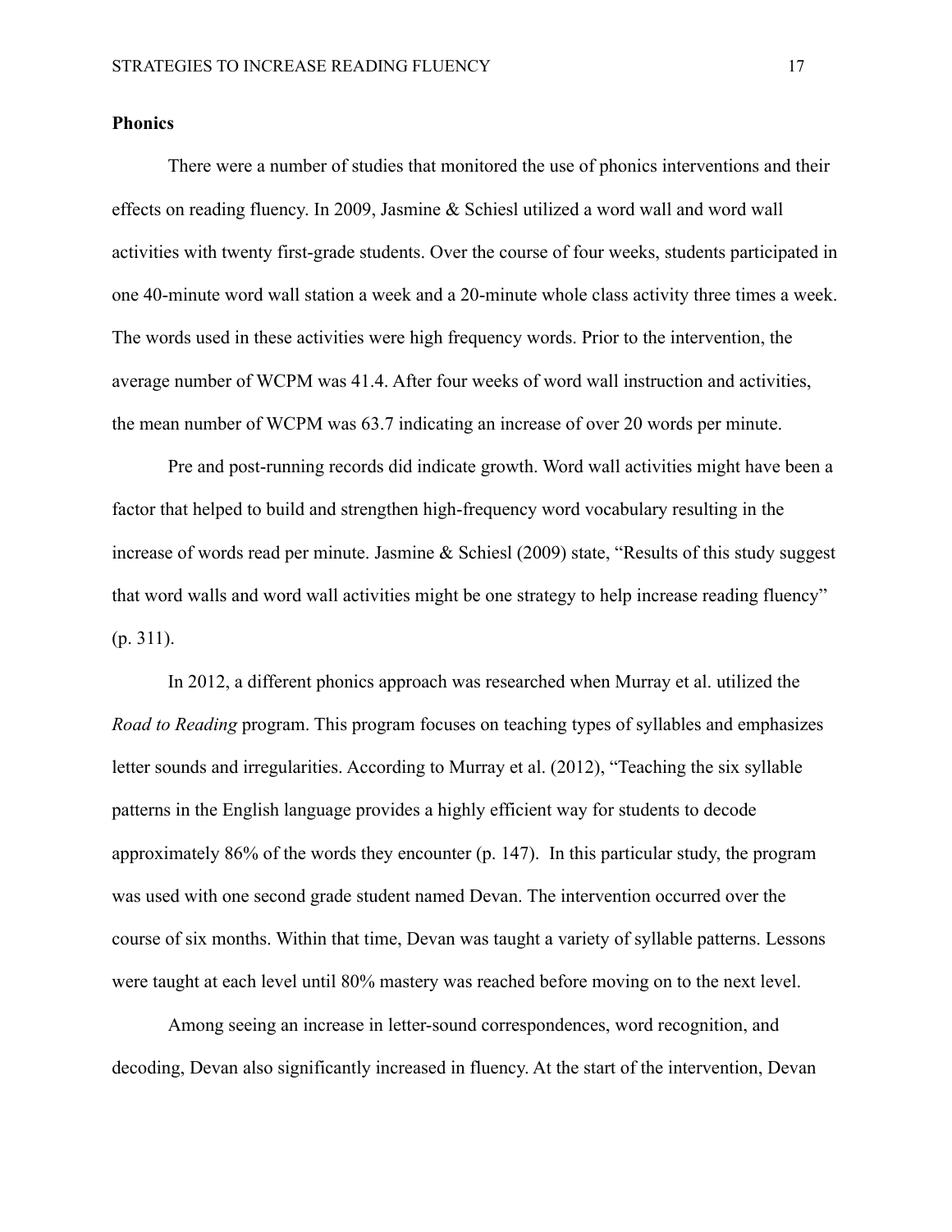**Phonics**

There were a number of studies that monitored the use of phonics interventions and their effects on reading fluency. In 2009, Jasmine & Schiesl utilized a word wall and word wall activities with twenty first-grade students. Over the course of four weeks, students participated in one 40-minute word wall station a week and a 20-minute whole class activity three times a week. The words used in these activities were high frequency words. Prior to the intervention, the average number of WCPM was 41.4. After four weeks of word wall instruction and activities, the mean number of WCPM was 63.7 indicating an increase of over 20 words per minute.

Pre and post-running records did indicate growth. Word wall activities might have been a factor that helped to build and strengthen high-frequency word vocabulary resulting in the increase of words read per minute. Jasmine & Schiesl (2009) state, "Results of this study suggest that word walls and word wall activities might be one strategy to help increase reading fluency" (p. 311).

In 2012, a different phonics approach was researched when Murray et al. utilized the *Road to Reading* program. This program focuses on teaching types of syllables and emphasizes letter sounds and irregularities. According to Murray et al. (2012), "Teaching the six syllable patterns in the English language provides a highly efficient way for students to decode approximately 86% of the words they encounter (p. 147). In this particular study, the program was used with one second grade student named Devan. The intervention occurred over the course of six months. Within that time, Devan was taught a variety of syllable patterns. Lessons were taught at each level until 80% mastery was reached before moving on to the next level.

Among seeing an increase in letter-sound correspondences, word recognition, and decoding, Devan also significantly increased in fluency. At the start of the intervention, Devan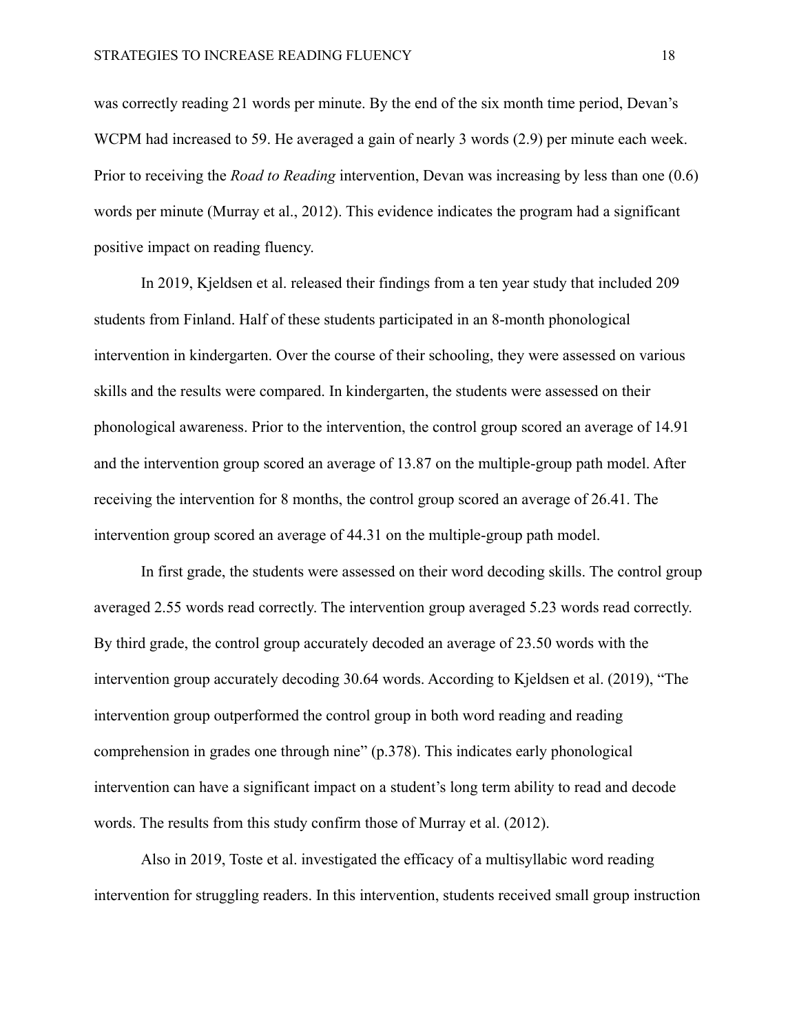was correctly reading 21 words per minute. By the end of the six month time period, Devan's WCPM had increased to 59. He averaged a gain of nearly 3 words (2.9) per minute each week. Prior to receiving the *Road to Reading* intervention, Devan was increasing by less than one (0.6) words per minute (Murray et al., 2012). This evidence indicates the program had a significant positive impact on reading fluency.

In 2019, Kjeldsen et al. released their findings from a ten year study that included 209 students from Finland. Half of these students participated in an 8-month phonological intervention in kindergarten. Over the course of their schooling, they were assessed on various skills and the results were compared. In kindergarten, the students were assessed on their phonological awareness. Prior to the intervention, the control group scored an average of 14.91 and the intervention group scored an average of 13.87 on the multiple-group path model. After receiving the intervention for 8 months, the control group scored an average of 26.41. The intervention group scored an average of 44.31 on the multiple-group path model.

In first grade, the students were assessed on their word decoding skills. The control group averaged 2.55 words read correctly. The intervention group averaged 5.23 words read correctly. By third grade, the control group accurately decoded an average of 23.50 words with the intervention group accurately decoding 30.64 words. According to Kjeldsen et al. (2019), "The intervention group outperformed the control group in both word reading and reading comprehension in grades one through nine" (p.378). This indicates early phonological intervention can have a significant impact on a student's long term ability to read and decode words. The results from this study confirm those of Murray et al. (2012).

Also in 2019, Toste et al. investigated the efficacy of a multisyllabic word reading intervention for struggling readers. In this intervention, students received small group instruction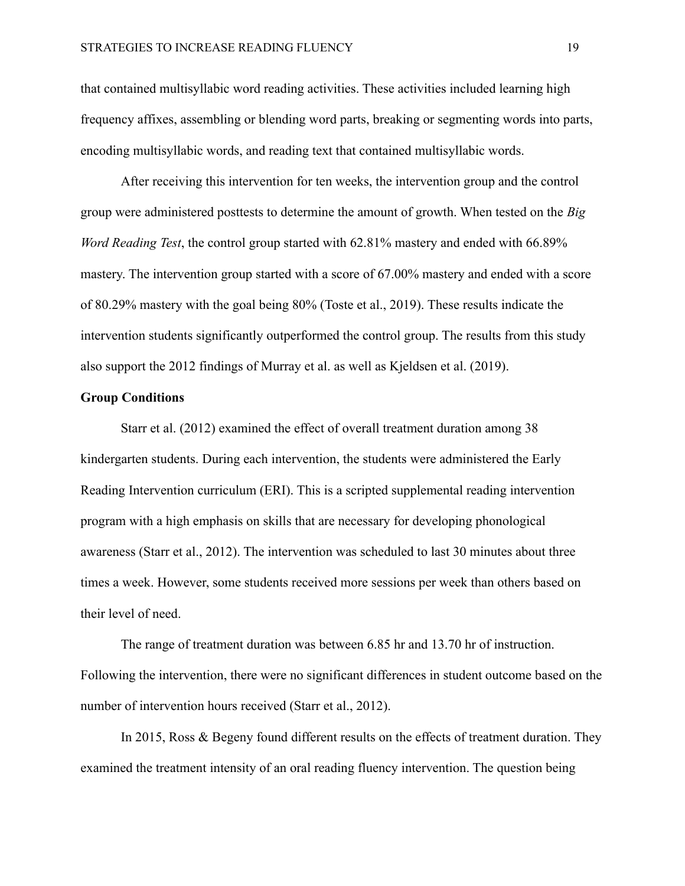that contained multisyllabic word reading activities. These activities included learning high frequency affixes, assembling or blending word parts, breaking or segmenting words into parts, encoding multisyllabic words, and reading text that contained multisyllabic words.

After receiving this intervention for ten weeks, the intervention group and the control group were administered posttests to determine the amount of growth. When tested on the *Big Word Reading Test*, the control group started with 62.81% mastery and ended with 66.89% mastery. The intervention group started with a score of 67.00% mastery and ended with a score of 80.29% mastery with the goal being 80% (Toste et al., 2019). These results indicate the intervention students significantly outperformed the control group. The results from this study also support the 2012 findings of Murray et al. as well as Kjeldsen et al. (2019).

**Group Conditions**

Starr et al. (2012) examined the effect of overall treatment duration among 38 kindergarten students. During each intervention, the students were administered the Early Reading Intervention curriculum (ERI). This is a scripted supplemental reading intervention program with a high emphasis on skills that are necessary for developing phonological awareness (Starr et al., 2012). The intervention was scheduled to last 30 minutes about three times a week. However, some students received more sessions per week than others based on their level of need.

The range of treatment duration was between 6.85 hr and 13.70 hr of instruction. Following the intervention, there were no significant differences in student outcome based on the number of intervention hours received (Starr et al., 2012).

In 2015, Ross & Begeny found different results on the effects of treatment duration. They examined the treatment intensity of an oral reading fluency intervention. The question being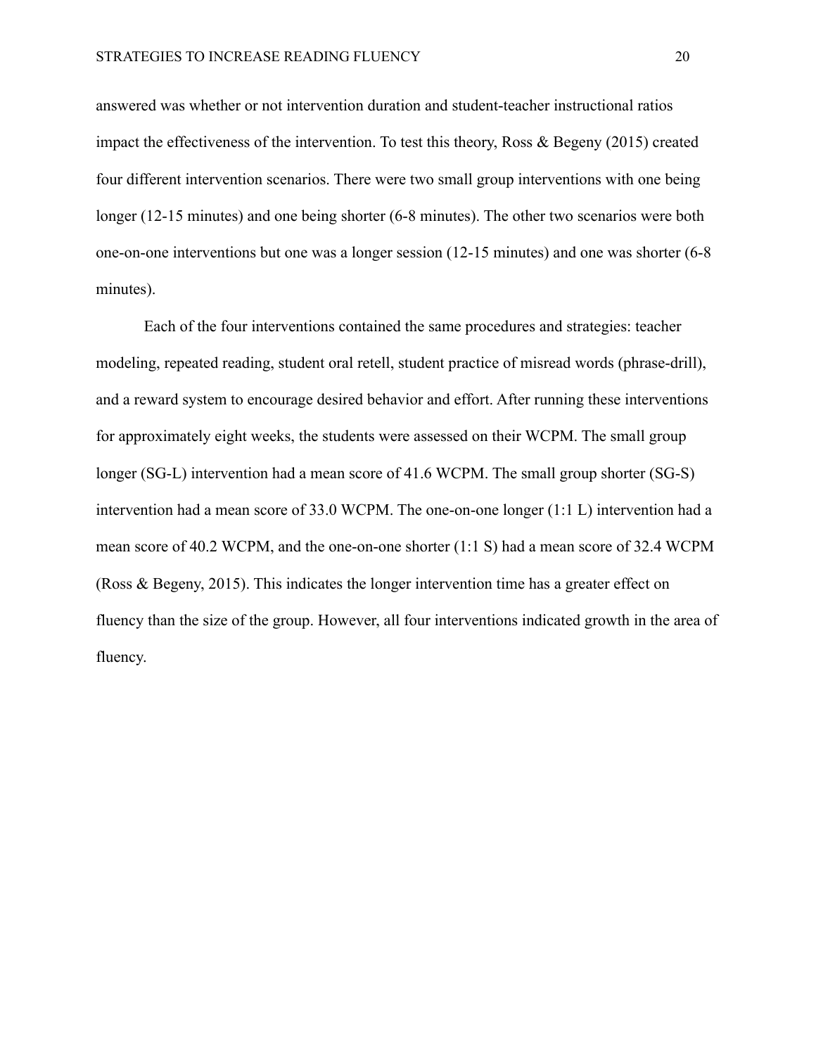answered was whether or not intervention duration and student-teacher instructional ratios impact the effectiveness of the intervention. To test this theory, Ross & Begeny (2015) created four different intervention scenarios. There were two small group interventions with one being longer (12-15 minutes) and one being shorter (6-8 minutes). The other two scenarios were both one-on-one interventions but one was a longer session (12-15 minutes) and one was shorter (6-8 minutes).

Each of the four interventions contained the same procedures and strategies: teacher modeling, repeated reading, student oral retell, student practice of misread words (phrase-drill), and a reward system to encourage desired behavior and effort. After running these interventions for approximately eight weeks, the students were assessed on their WCPM. The small group longer (SG-L) intervention had a mean score of 41.6 WCPM. The small group shorter (SG-S) intervention had a mean score of 33.0 WCPM. The one-on-one longer (1:1 L) intervention had a mean score of 40.2 WCPM, and the one-on-one shorter (1:1 S) had a mean score of 32.4 WCPM (Ross & Begeny, 2015). This indicates the longer intervention time has a greater effect on fluency than the size of the group. However, all four interventions indicated growth in the area of fluency.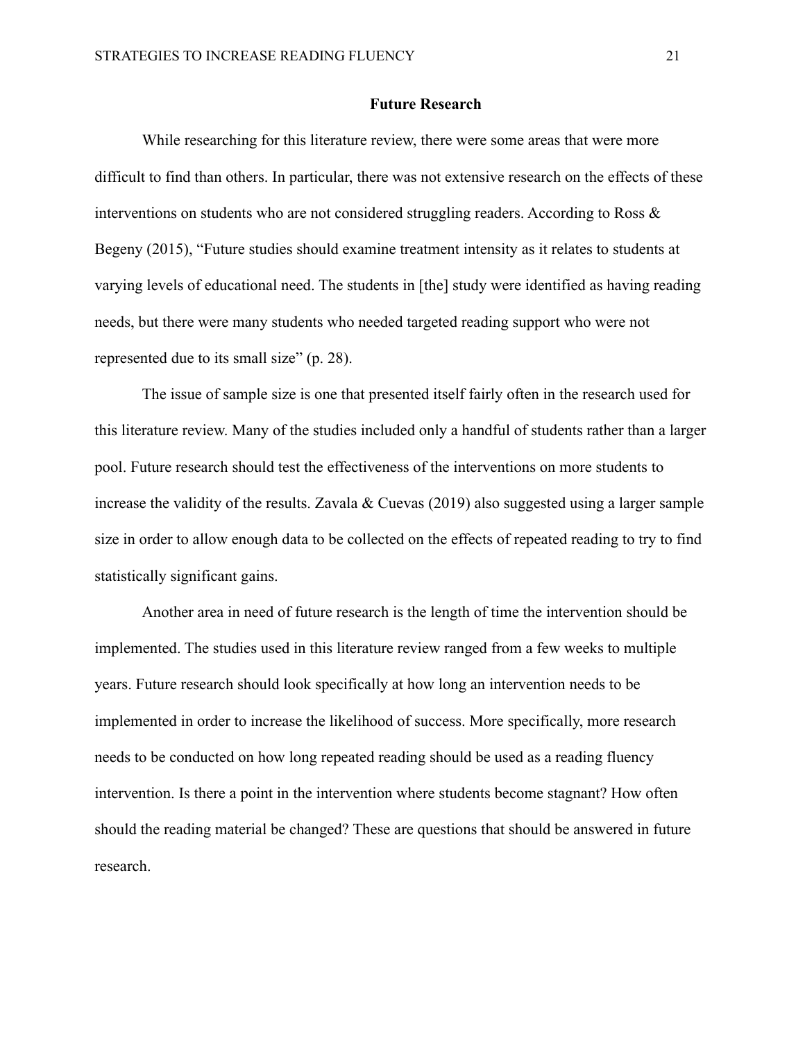## Future Research

While researching for this literature review, there were some areas that were more difficult to find than others. In particular, there was not extensive research on the effects of these interventions on students who are not considered struggling readers. According to Ross & Begeny (2015), "Future studies should examine treatment intensity as it relates to students at varying levels of educational need. The students in [the] study were identified as having reading needs, but there were many students who needed targeted reading support who were not represented due to its small size" (p. 28).

The issue of sample size is one that presented itself fairly often in the research used for this literature review. Many of the studies included only a handful of students rather than a larger pool. Future research should test the effectiveness of the interventions on more students to increase the validity of the results. Zavala & Cuevas (2019) also suggested using a larger sample size in order to allow enough data to be collected on the effects of repeated reading to try to find statistically significant gains.

Another area in need of future research is the length of time the intervention should be implemented. The studies used in this literature review ranged from a few weeks to multiple years. Future research should look specifically at how long an intervention needs to be implemented in order to increase the likelihood of success. More specifically, more research needs to be conducted on how long repeated reading should be used as a reading fluency intervention. Is there a point in the intervention where students become stagnant? How often should the reading material be changed? These are questions that should be answered in future research.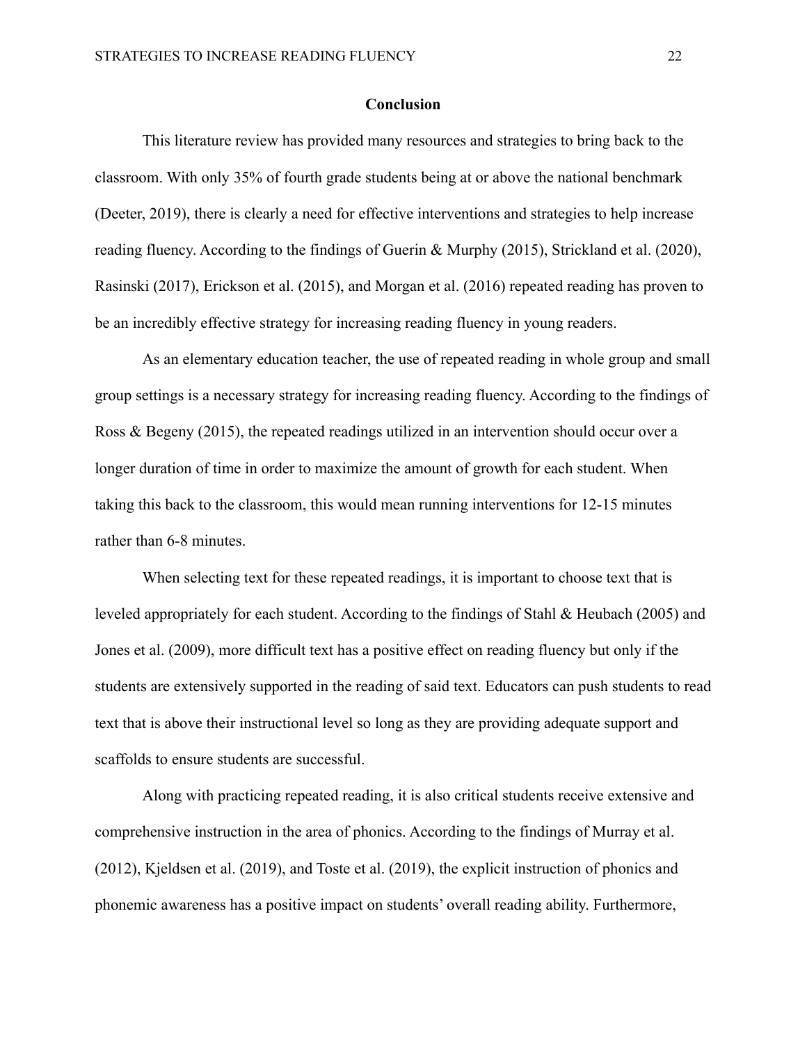## Conclusion

This literature review has provided many resources and strategies to bring back to the classroom. With only 35% of fourth grade students being at or above the national benchmark (Deeter, 2019), there is clearly a need for effective interventions and strategies to help increase reading fluency. According to the findings of Guerin & Murphy (2015), Strickland et al. (2020), Rasinski (2017), Erickson et al. (2015), and Morgan et al. (2016) repeated reading has proven to be an incredibly effective strategy for increasing reading fluency in young readers.

As an elementary education teacher, the use of repeated reading in whole group and small group settings is a necessary strategy for increasing reading fluency. According to the findings of Ross & Begeny (2015), the repeated readings utilized in an intervention should occur over a longer duration of time in order to maximize the amount of growth for each student. When taking this back to the classroom, this would mean running interventions for 12-15 minutes rather than 6-8 minutes.

When selecting text for these repeated readings, it is important to choose text that is leveled appropriately for each student. According to the findings of Stahl & Heubach (2005) and Jones et al. (2009), more difficult text has a positive effect on reading fluency but only if the students are extensively supported in the reading of said text. Educators can push students to read text that is above their instructional level so long as they are providing adequate support and scaffolds to ensure students are successful.

Along with practicing repeated reading, it is also critical students receive extensive and comprehensive instruction in the area of phonics. According to the findings of Murray et al. (2012), Kjeldsen et al. (2019), and Toste et al. (2019), the explicit instruction of phonics and phonemic awareness has a positive impact on students' overall reading ability. Furthermore,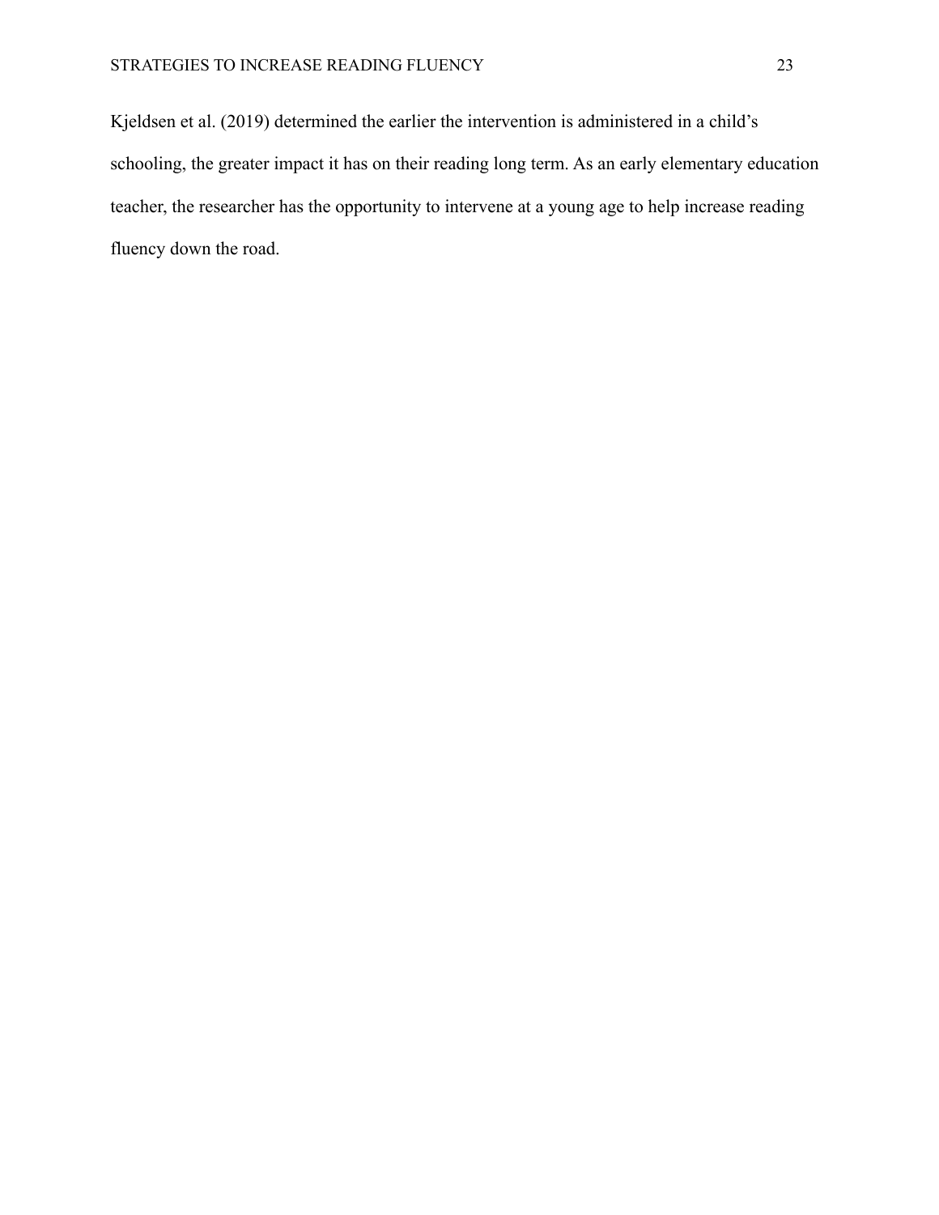Kjeldsen et al. (2019) determined the earlier the intervention is administered in a child's schooling, the greater impact it has on their reading long term. As an early elementary education teacher, the researcher has the opportunity to intervene at a young age to help increase reading fluency down the road.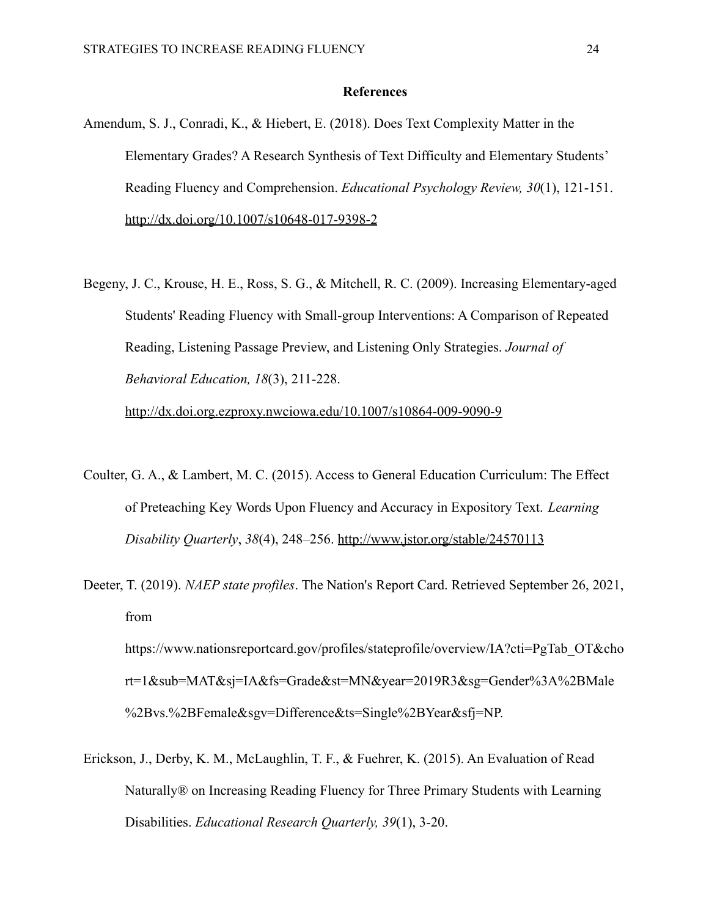# References

Amendum, S. J., Conradi, K., & Hiebert, E. (2018). Does Text Complexity Matter in the Elementary Grades? A Research Synthesis of Text Difficulty and Elementary Students' Reading Fluency and Comprehension. *Educational Psychology Review, 30*(1), 121-151. http://dx.doi.org/10.1007/s10648-017-9398-2

Begeny, J. C., Krouse, H. E., Ross, S. G., & Mitchell, R. C. (2009). Increasing Elementary-aged Students' Reading Fluency with Small-group Interventions: A Comparison of Repeated Reading, Listening Passage Preview, and Listening Only Strategies. *Journal of Behavioral Education, 18*(3), 211-228. http://dx.doi.org.ezproxy.nwciowa.edu/10.1007/s10864-009-9090-9

Coulter, G. A., & Lambert, M. C. (2015). Access to General Education Curriculum: The Effect of Preteaching Key Words Upon Fluency and Accuracy in Expository Text. *Learning Disability Quarterly*, *38*(4), 248–256. http://www.jstor.org/stable/24570113

Deeter, T. (2019). *NAEP state profiles*. The Nation's Report Card. Retrieved September 26, 2021, from https://www.nationsreportcard.gov/profiles/stateprofile/overview/IA?cti=PgTab_OT&cohort=1&sub=MAT&sj=IA&fs=Grade&st=MN&year=2019R3&sg=Gender%3A%2BMale%2Bvs.%2BFemale&sgv=Difference&ts=Single%2BYear&sfj=NP.

Erickson, J., Derby, K. M., McLaughlin, T. F., & Fuehrer, K. (2015). An Evaluation of Read Naturally® on Increasing Reading Fluency for Three Primary Students with Learning Disabilities. *Educational Research Quarterly, 39*(1), 3-20.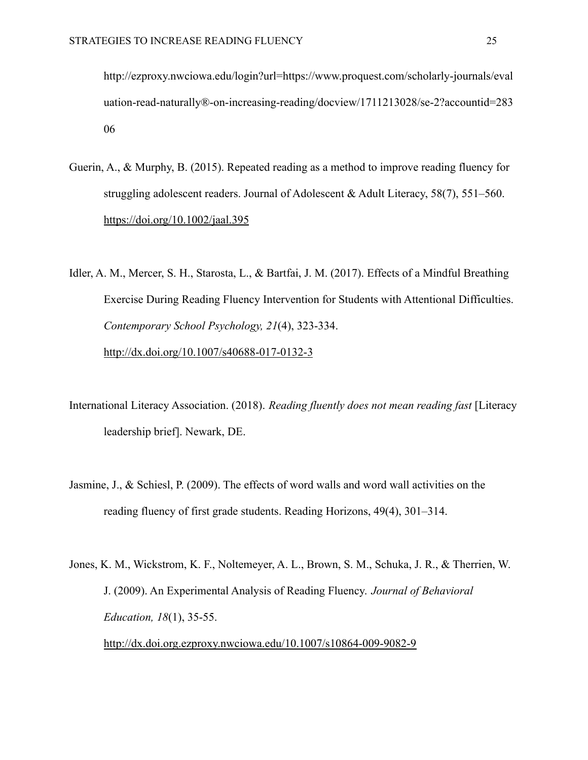http://ezproxy.nwciowa.edu/login?url=https://www.proquest.com/scholarly-journals/evaluation-read-naturally®-on-increasing-reading/docview/1711213028/se-2?accountid=28306

Guerin, A., & Murphy, B. (2015). Repeated reading as a method to improve reading fluency for struggling adolescent readers. Journal of Adolescent & Adult Literacy, 58(7), 551–560. https://doi.org/10.1002/jaal.395

Idler, A. M., Mercer, S. H., Starosta, L., & Bartfai, J. M. (2017). Effects of a Mindful Breathing Exercise During Reading Fluency Intervention for Students with Attentional Difficulties. *Contemporary School Psychology, 21*(4), 323-334. http://dx.doi.org/10.1007/s40688-017-0132-3

International Literacy Association. (2018). *Reading fluently does not mean reading fast* [Literacy leadership brief]. Newark, DE.

Jasmine, J., & Schiesl, P. (2009). The effects of word walls and word wall activities on the reading fluency of first grade students. Reading Horizons, 49(4), 301–314.

Jones, K. M., Wickstrom, K. F., Noltemeyer, A. L., Brown, S. M., Schuka, J. R., & Therrien, W. J. (2009). An Experimental Analysis of Reading Fluency. *Journal of Behavioral Education, 18*(1), 35-55. http://dx.doi.org.ezproxy.nwciowa.edu/10.1007/s10864-009-9082-9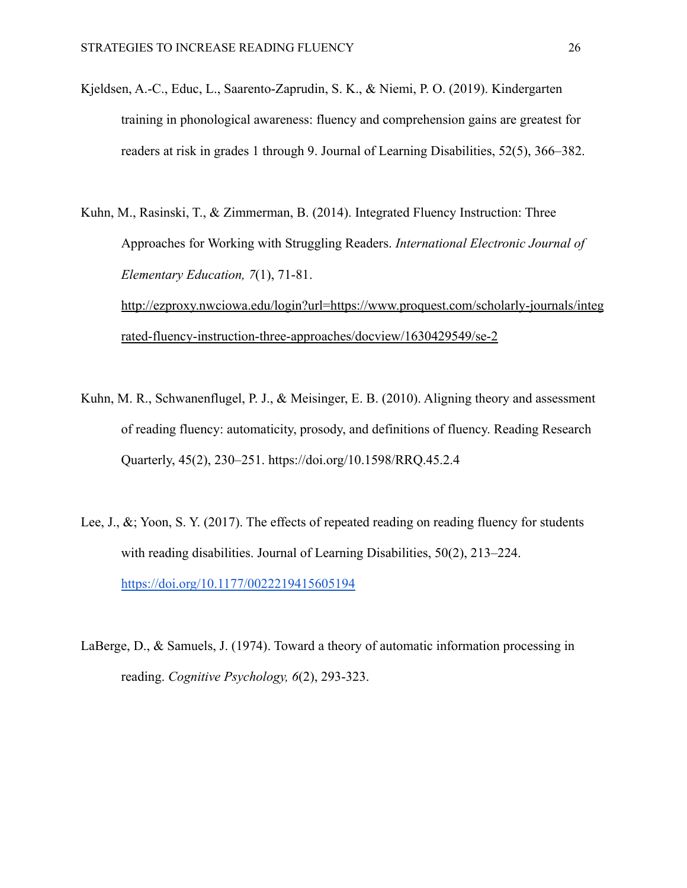Kjeldsen, A.-C., Educ, L., Saarento-Zaprudin, S. K., & Niemi, P. O. (2019). Kindergarten training in phonological awareness: fluency and comprehension gains are greatest for readers at risk in grades 1 through 9. Journal of Learning Disabilities, 52(5), 366–382.

Kuhn, M., Rasinski, T., & Zimmerman, B. (2014). Integrated Fluency Instruction: Three Approaches for Working with Struggling Readers. *International Electronic Journal of Elementary Education, 7*(1), 71-81. http://ezproxy.nwciowa.edu/login?url=https://www.proquest.com/scholarly-journals/integrated-fluency-instruction-three-approaches/docview/1630429549/se-2

Kuhn, M. R., Schwanenflugel, P. J., & Meisinger, E. B. (2010). Aligning theory and assessment of reading fluency: automaticity, prosody, and definitions of fluency. Reading Research Quarterly, 45(2), 230–251. https://doi.org/10.1598/RRQ.45.2.4

Lee, J., &; Yoon, S. Y. (2017). The effects of repeated reading on reading fluency for students with reading disabilities. Journal of Learning Disabilities, 50(2), 213–224. https://doi.org/10.1177/0022219415605194

LaBerge, D., & Samuels, J. (1974). Toward a theory of automatic information processing in reading. *Cognitive Psychology, 6*(2), 293-323.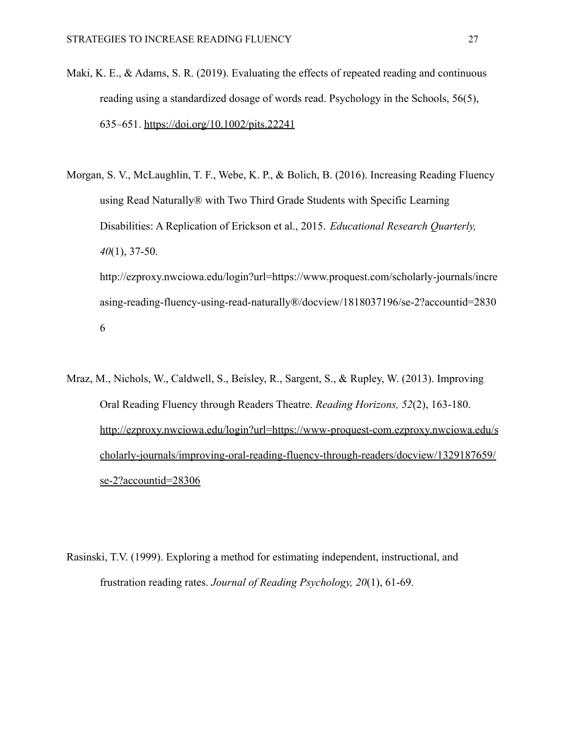Maki, K. E., & Adams, S. R. (2019). Evaluating the effects of repeated reading and continuous reading using a standardized dosage of words read. Psychology in the Schools, 56(5), 635–651. https://doi.org/10.1002/pits.22241

Morgan, S. V., McLaughlin, T. F., Webe, K. P., & Bolich, B. (2016). Increasing Reading Fluency using Read Naturally® with Two Third Grade Students with Specific Learning Disabilities: A Replication of Erickson et al., 2015. *Educational Research Quarterly, 40*(1), 37-50. http://ezproxy.nwciowa.edu/login?url=https://www.proquest.com/scholarly-journals/increasing-reading-fluency-using-read-naturally®/docview/1818037196/se-2?accountid=28306

Mraz, M., Nichols, W., Caldwell, S., Beisley, R., Sargent, S., & Rupley, W. (2013). Improving Oral Reading Fluency through Readers Theatre. *Reading Horizons, 52*(2), 163-180. http://ezproxy.nwciowa.edu/login?url=https://www-proquest-com.ezproxy.nwciowa.edu/scholarly-journals/improving-oral-reading-fluency-through-readers/docview/1329187659/se-2?accountid=28306

Rasinski, T.V. (1999). Exploring a method for estimating independent, instructional, and frustration reading rates. *Journal of Reading Psychology, 20*(1), 61-69.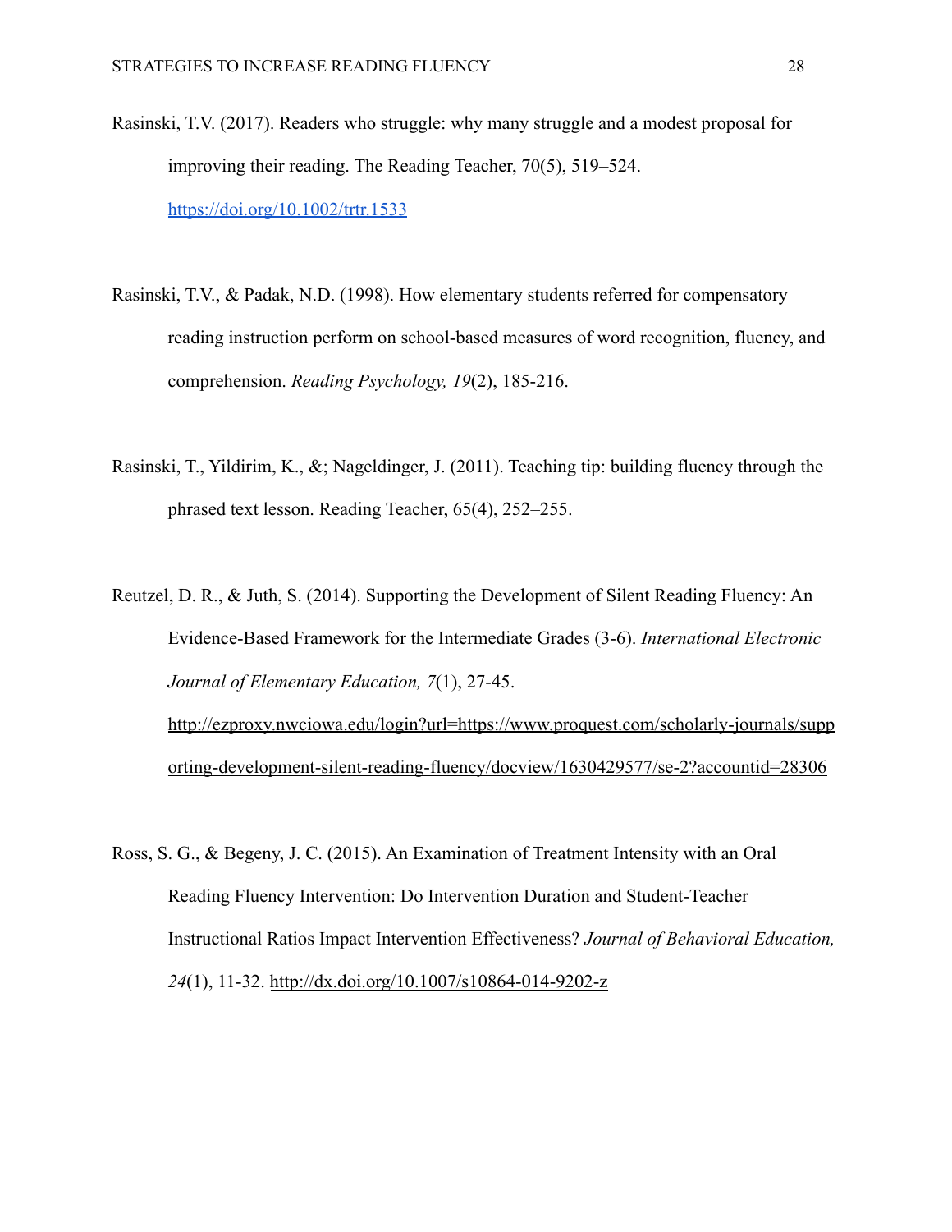Rasinski, T.V. (2017). Readers who struggle: why many struggle and a modest proposal for improving their reading. The Reading Teacher, 70(5), 519–524. https://doi.org/10.1002/trtr.1533

Rasinski, T.V., & Padak, N.D. (1998). How elementary students referred for compensatory reading instruction perform on school-based measures of word recognition, fluency, and comprehension. *Reading Psychology, 19*(2), 185-216.

Rasinski, T., Yildirim, K., &; Nageldinger, J. (2011). Teaching tip: building fluency through the phrased text lesson. Reading Teacher, 65(4), 252–255.

Reutzel, D. R., & Juth, S. (2014). Supporting the Development of Silent Reading Fluency: An Evidence-Based Framework for the Intermediate Grades (3-6). *International Electronic Journal of Elementary Education, 7*(1), 27-45. http://ezproxy.nwciowa.edu/login?url=https://www.proquest.com/scholarly-journals/supporting-development-silent-reading-fluency/docview/1630429577/se-2?accountid=28306

Ross, S. G., & Begeny, J. C. (2015). An Examination of Treatment Intensity with an Oral Reading Fluency Intervention: Do Intervention Duration and Student-Teacher Instructional Ratios Impact Intervention Effectiveness? *Journal of Behavioral Education, 24*(1), 11-32. http://dx.doi.org/10.1007/s10864-014-9202-z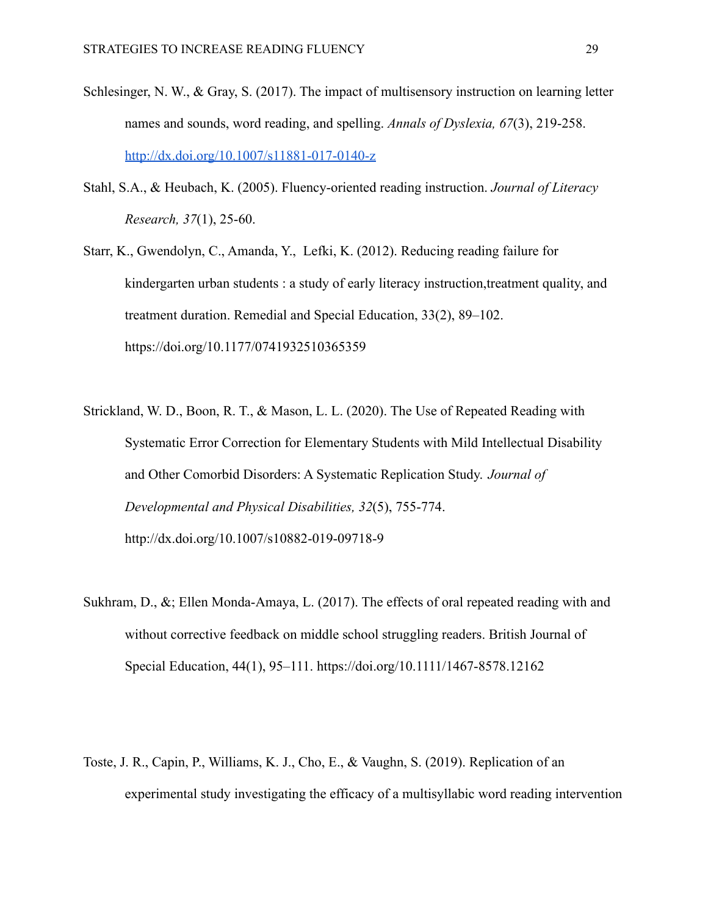Schlesinger, N. W., & Gray, S. (2017). The impact of multisensory instruction on learning letter names and sounds, word reading, and spelling. *Annals of Dyslexia, 67*(3), 219-258. [http://dx.doi.org/10.1007/s11881-017-0140-z](http://dx.doi.org/10.1007/s11881-017-0140-z)

Stahl, S.A., & Heubach, K. (2005). Fluency-oriented reading instruction. *Journal of Literacy Research, 37*(1), 25-60.

Starr, K., Gwendolyn, C., Amanda, Y., Lefki, K. (2012). Reducing reading failure for kindergarten urban students : a study of early literacy instruction,treatment quality, and treatment duration. Remedial and Special Education, 33(2), 89–102. https://doi.org/10.1177/0741932510365359

Strickland, W. D., Boon, R. T., & Mason, L. L. (2020). The Use of Repeated Reading with Systematic Error Correction for Elementary Students with Mild Intellectual Disability and Other Comorbid Disorders: A Systematic Replication Study. *Journal of Developmental and Physical Disabilities, 32*(5), 755-774. http://dx.doi.org/10.1007/s10882-019-09718-9

Sukhram, D., &; Ellen Monda-Amaya, L. (2017). The effects of oral repeated reading with and without corrective feedback on middle school struggling readers. British Journal of Special Education, 44(1), 95–111. https://doi.org/10.1111/1467-8578.12162

Toste, J. R., Capin, P., Williams, K. J., Cho, E., & Vaughn, S. (2019). Replication of an experimental study investigating the efficacy of a multisyllabic word reading intervention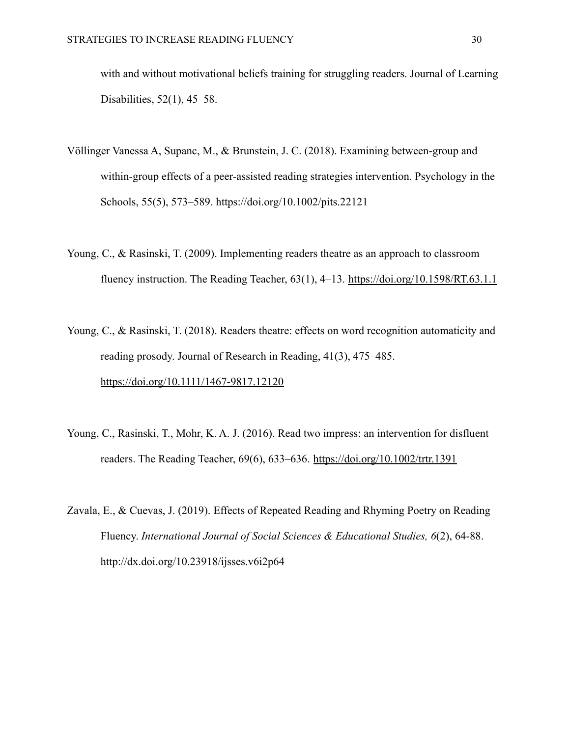with and without motivational beliefs training for struggling readers. Journal of Learning Disabilities, 52(1), 45–58.

Völlinger Vanessa A, Supanc, M., & Brunstein, J. C. (2018). Examining between-group and within-group effects of a peer-assisted reading strategies intervention. Psychology in the Schools, 55(5), 573–589. https://doi.org/10.1002/pits.22121

Young, C., & Rasinski, T. (2009). Implementing readers theatre as an approach to classroom fluency instruction. The Reading Teacher, 63(1), 4–13. https://doi.org/10.1598/RT.63.1.1

Young, C., & Rasinski, T. (2018). Readers theatre: effects on word recognition automaticity and reading prosody. Journal of Research in Reading, 41(3), 475–485. https://doi.org/10.1111/1467-9817.12120

Young, C., Rasinski, T., Mohr, K. A. J. (2016). Read two impress: an intervention for disfluent readers. The Reading Teacher, 69(6), 633–636. https://doi.org/10.1002/trtr.1391

Zavala, E., & Cuevas, J. (2019). Effects of Repeated Reading and Rhyming Poetry on Reading Fluency. *International Journal of Social Sciences & Educational Studies, 6*(2), 64-88. http://dx.doi.org/10.23918/ijsses.v6i2p64